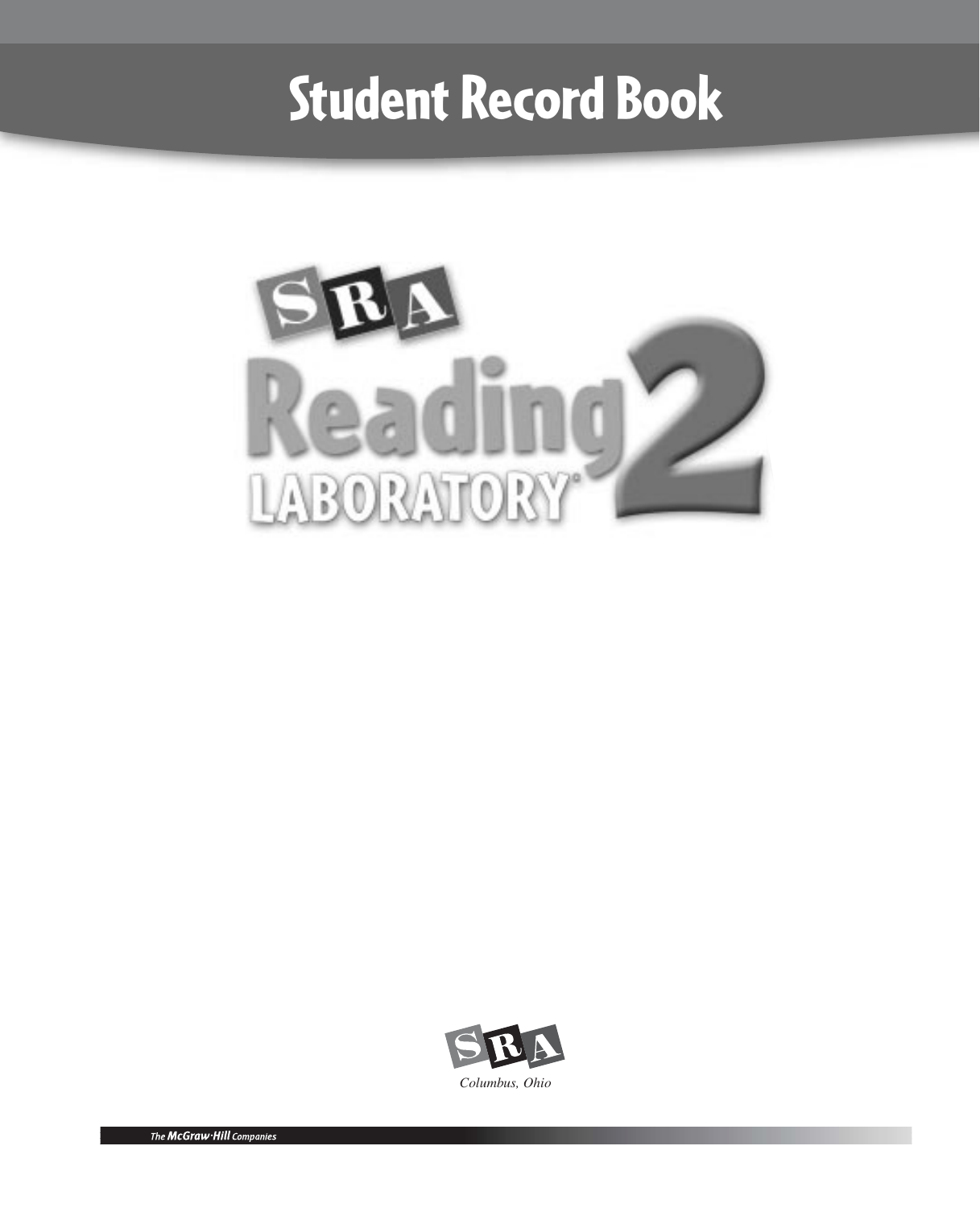# Student Record Book

SRA

Reading LABORATORY® 2

SRA

*Columbus, Ohio*

The McGraw·Hill Companies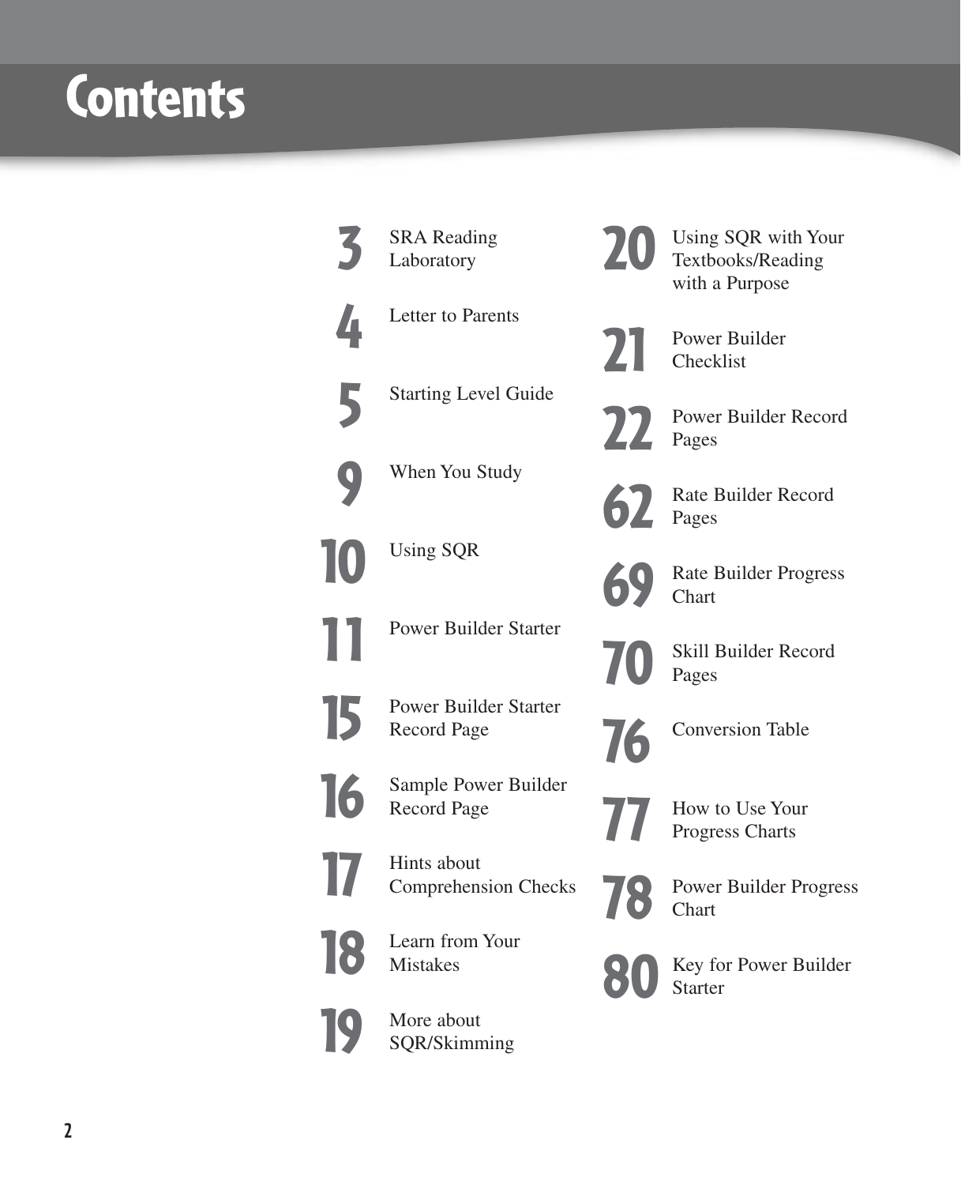# Contents

- **3** SRA Reading Laboratory
- **4** Letter to Parents
- **5** Starting Level Guide
- **9** When You Study
- **10** Using SQR
- **11** Power Builder Starter
- **15** Power Builder Starter Record Page
- **16** Sample Power Builder Record Page
- **17** Hints about Comprehension Checks
- **18** Learn from Your Mistakes
- **19** More about SQR/Skimming
- **20** Using SQR with Your Textbooks/Reading with a Purpose
- **21** Power Builder Checklist
- **22** Power Builder Record Pages
- **62** Rate Builder Record Pages
- **69** Rate Builder Progress Chart
- **70** Skill Builder Record Pages
- **76** Conversion Table
- **77** How to Use Your Progress Charts
- **78** Power Builder Progress Chart
- **80** Key for Power Builder Starter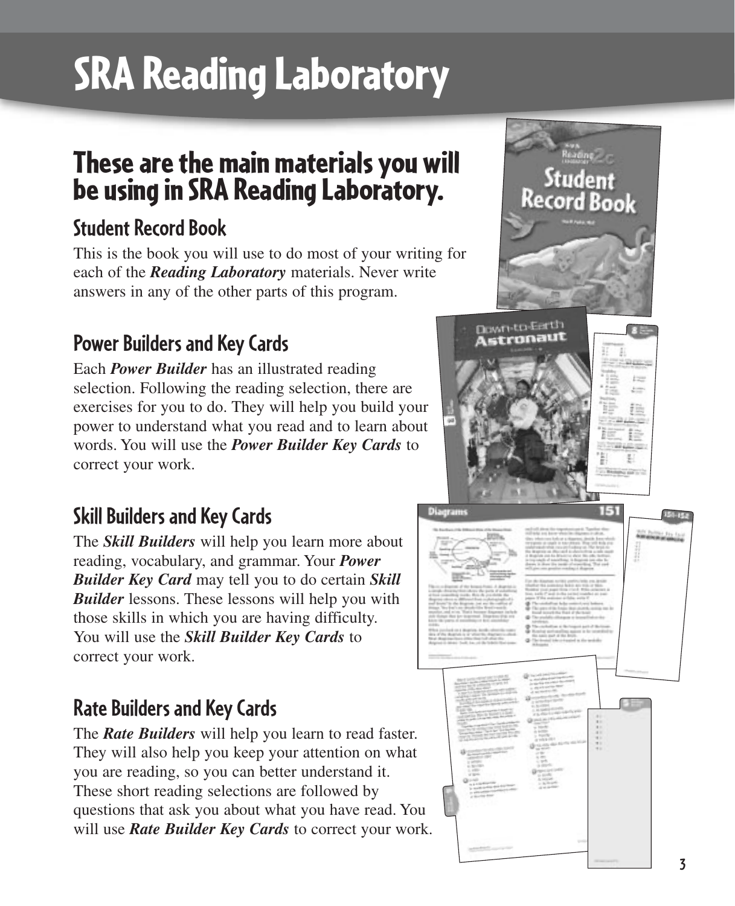# SRA Reading Laboratory

## These are the main materials you will be using in SRA Reading Laboratory.

### Student Record Book

This is the book you will use to do most of your writing for each of the ***Reading Laboratory*** materials. Never write answers in any of the other parts of this program.

### Power Builders and Key Cards

Each ***Power Builder*** has an illustrated reading selection. Following the reading selection, there are exercises for you to do. They will help you build your power to understand what you read and to learn about words. You will use the ***Power Builder Key Cards*** to correct your work.

### Skill Builders and Key Cards

The ***Skill Builders*** will help you learn more about reading, vocabulary, and grammar. Your ***Power Builder Key Card*** may tell you to do certain ***Skill Builder*** lessons. These lessons will help you with those skills in which you are having difficulty. You will use the ***Skill Builder Key Cards*** to correct your work.

### Rate Builders and Key Cards

The ***Rate Builders*** will help you learn to read faster. They will also help you keep your attention on what you are reading, so you can better understand it. These short reading selections are followed by questions that ask you about what you have read. You will use ***Rate Builder Key Cards*** to correct your work.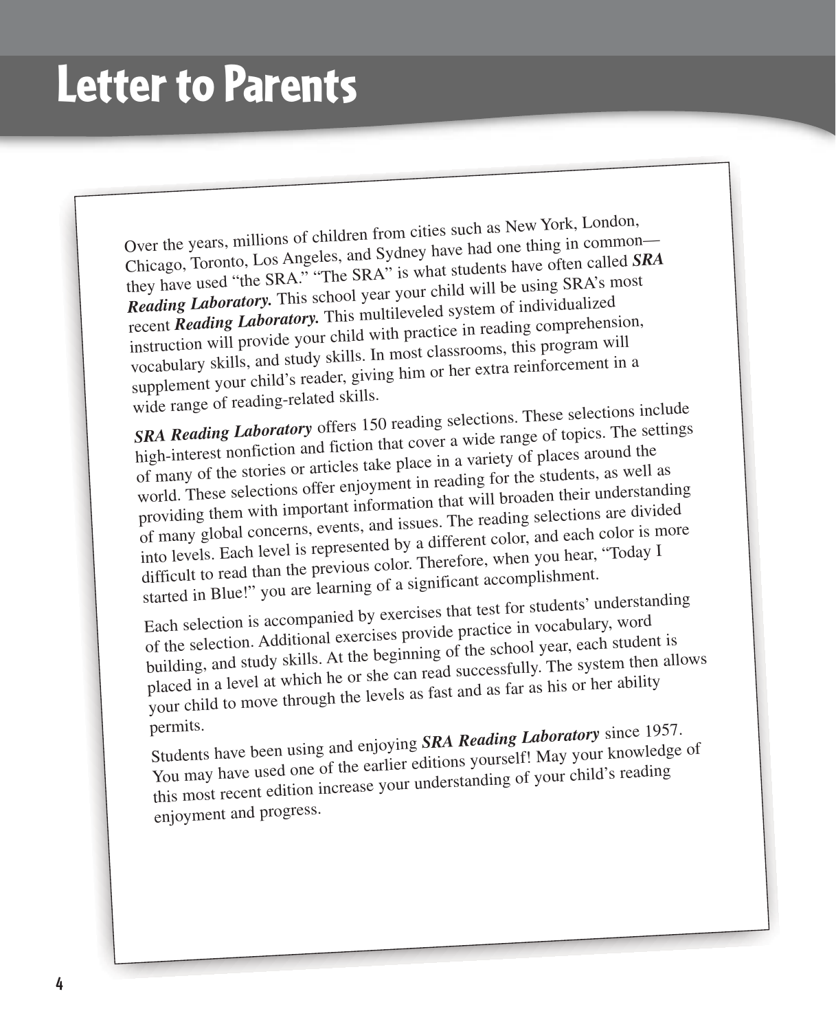# Letter to Parents

Over the years, millions of children from cities such as New York, London, Chicago, Toronto, Los Angeles, and Sydney have had one thing in common—they have used "the SRA." "The SRA" is what students have often called ***SRA Reading Laboratory.*** This school year your child will be using SRA's most recent ***Reading Laboratory.*** This multileveled system of individualized instruction will provide your child with practice in reading comprehension, vocabulary skills, and study skills. In most classrooms, this program will supplement your child's reader, giving him or her extra reinforcement in a wide range of reading-related skills.

***SRA Reading Laboratory*** offers 150 reading selections. These selections include high-interest nonfiction and fiction that cover a wide range of topics. The settings of many of the stories or articles take place in a variety of places around the world. These selections offer enjoyment in reading for the students, as well as providing them with important information that will broaden their understanding of many global concerns, events, and issues. The reading selections are divided into levels. Each level is represented by a different color, and each color is more difficult to read than the previous color. Therefore, when you hear, "Today I started in Blue!" you are learning of a significant accomplishment.

Each selection is accompanied by exercises that test for students' understanding of the selection. Additional exercises provide practice in vocabulary, word building, and study skills. At the beginning of the school year, each student is placed in a level at which he or she can read successfully. The system then allows your child to move through the levels as fast and as far as his or her ability permits.

Students have been using and enjoying ***SRA Reading Laboratory*** since 1957. You may have used one of the earlier editions yourself! May your knowledge of this most recent edition increase your understanding of your child's reading enjoyment and progress.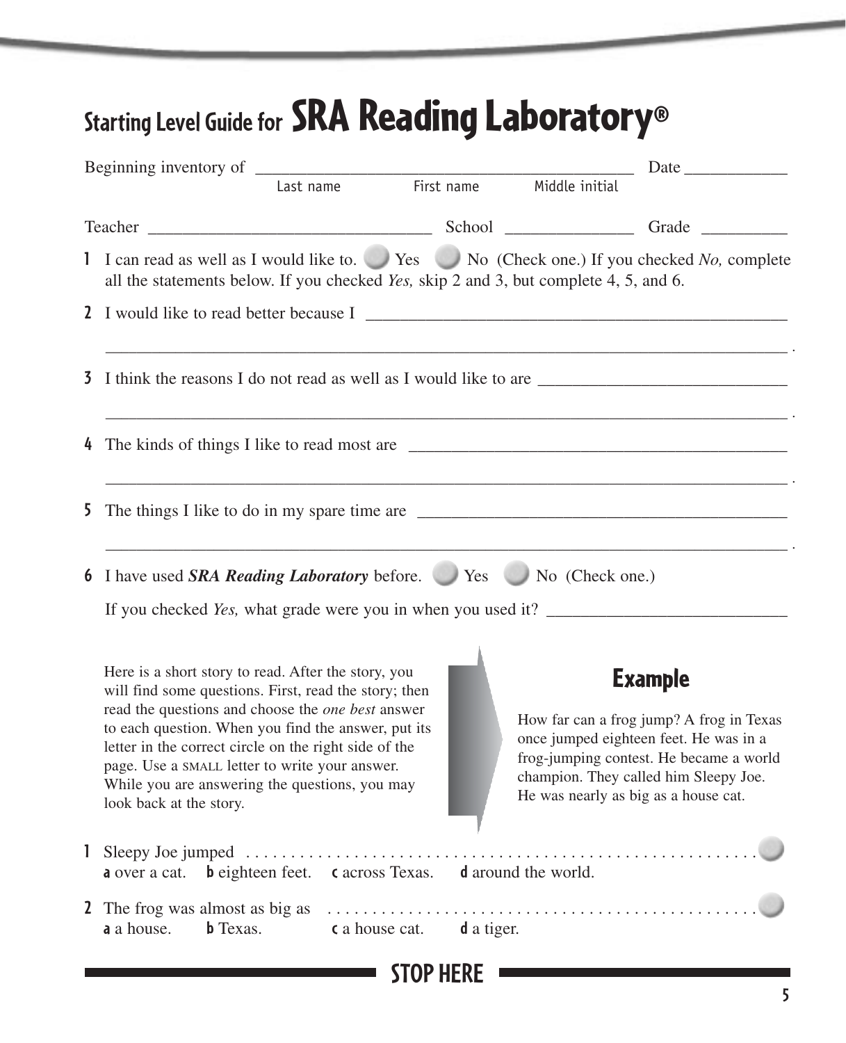# Starting Level Guide for SRA Reading Laboratory®

Beginning inventory of ____________________________________________ Date ____________
Last name First name Middle initial

Teacher ________________________________ School _______________ Grade __________

**1** I can read as well as I would like to. ◯ Yes ◯ No (Check one.) If you checked *No,* complete all the statements below. If you checked *Yes,* skip 2 and 3, but complete 4, 5, and 6.

**2** I would like to read better because I __________________________________________________

______________________________________________________________________________.

**3** I think the reasons I do not read as well as I would like to are _____________________________

______________________________________________________________________________.

**4** The kinds of things I like to read most are ____________________________________________

______________________________________________________________________________.

**5** The things I like to do in my spare time are ___________________________________________

______________________________________________________________________________.

**6** I have used ***SRA Reading Laboratory*** before. ◯ Yes ◯ No (Check one.)

If you checked *Yes,* what grade were you in when you used it? ___________________________

Here is a short story to read. After the story, you will find some questions. First, read the story; then read the questions and choose the *one best* answer to each question. When you find the answer, put its letter in the correct circle on the right side of the page. Use a SMALL letter to write your answer. While you are answering the questions, you may look back at the story.

## Example

How far can a frog jump? A frog in Texas once jumped eighteen feet. He was in a frog-jumping contest. He became a world champion. They called him Sleepy Joe. He was nearly as big as a house cat.

**1** Sleepy Joe jumped ........................................................ ◯
**a** over a cat. **b** eighteen feet. **c** across Texas. **d** around the world.

**2** The frog was almost as big as ................................................ ◯
**a** a house. **b** Texas. **c** a house cat. **d** a tiger.

**STOP HERE**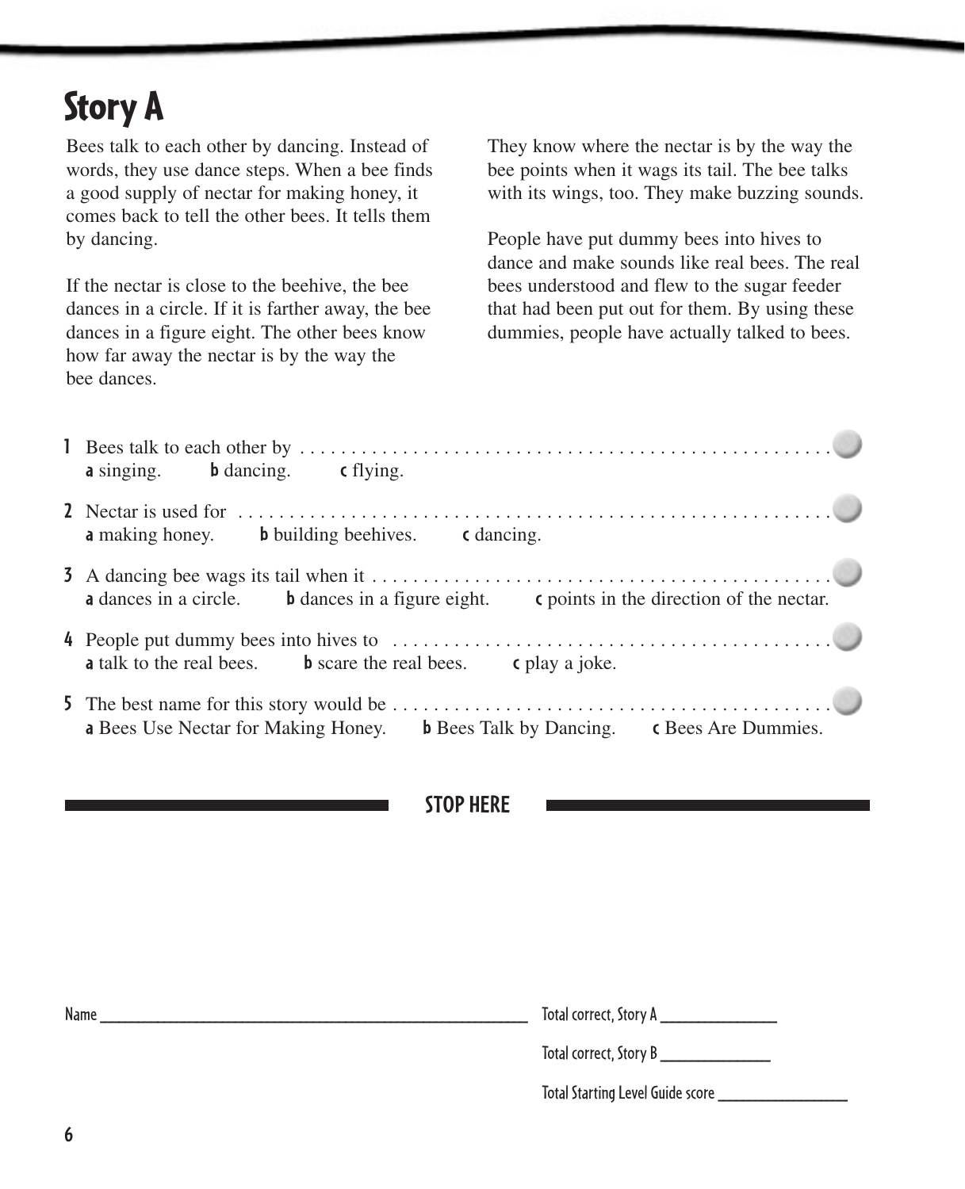# Story A

Bees talk to each other by dancing. Instead of words, they use dance steps. When a bee finds a good supply of nectar for making honey, it comes back to tell the other bees. It tells them by dancing.

If the nectar is close to the beehive, the bee dances in a circle. If it is farther away, the bee dances in a figure eight. The other bees know how far away the nectar is by the way the bee dances.

They know where the nectar is by the way the bee points when it wags its tail. The bee talks with its wings, too. They make buzzing sounds.

People have put dummy bees into hives to dance and make sounds like real bees. The real bees understood and flew to the sugar feeder that had been put out for them. By using these dummies, people have actually talked to bees.

**1** Bees talk to each other by . . . . . . . . . . . . . . . . . . . . . . . . . . . . . . . . . . . . . . . . . . . . . . . . . . . .
**a** singing. **b** dancing. **c** flying.

**2** Nectar is used for . . . . . . . . . . . . . . . . . . . . . . . . . . . . . . . . . . . . . . . . . . . . . . . . . . . . . . . . .
**a** making honey. **b** building beehives. **c** dancing.

**3** A dancing bee wags its tail when it . . . . . . . . . . . . . . . . . . . . . . . . . . . . . . . . . . . . . . . . . . . . .
**a** dances in a circle. **b** dances in a figure eight. **c** points in the direction of the nectar.

**4** People put dummy bees into hives to . . . . . . . . . . . . . . . . . . . . . . . . . . . . . . . . . . . . . . . . . . .
**a** talk to the real bees. **b** scare the real bees. **c** play a joke.

**5** The best name for this story would be . . . . . . . . . . . . . . . . . . . . . . . . . . . . . . . . . . . . . . . . . .
**a** Bees Use Nectar for Making Honey. **b** Bees Talk by Dancing. **c** Bees Are Dummies.

**STOP HERE**

Name ____________________

Total correct, Story A ____________

Total correct, Story B ____________

Total Starting Level Guide score ____________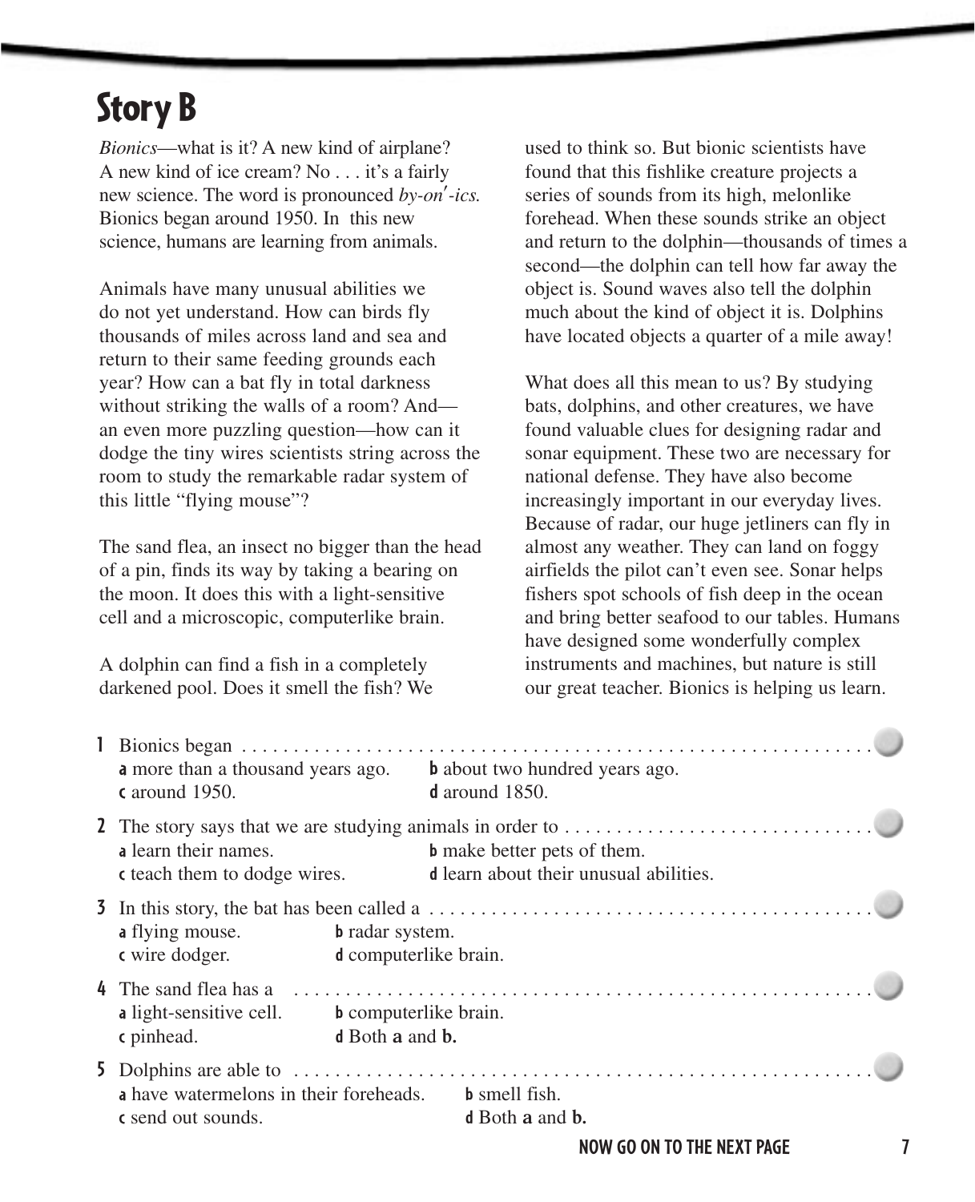# Story B

*Bionics*—what is it? A new kind of airplane? A new kind of ice cream? No . . . it's a fairly new science. The word is pronounced *by-on′-ics.* Bionics began around 1950. In this new science, humans are learning from animals.

Animals have many unusual abilities we do not yet understand. How can birds fly thousands of miles across land and sea and return to their same feeding grounds each year? How can a bat fly in total darkness without striking the walls of a room? And—an even more puzzling question—how can it dodge the tiny wires scientists string across the room to study the remarkable radar system of this little "flying mouse"?

The sand flea, an insect no bigger than the head of a pin, finds its way by taking a bearing on the moon. It does this with a light-sensitive cell and a microscopic, computerlike brain.

A dolphin can find a fish in a completely darkened pool. Does it smell the fish? We used to think so. But bionic scientists have found that this fishlike creature projects a series of sounds from its high, melonlike forehead. When these sounds strike an object and return to the dolphin—thousands of times a second—the dolphin can tell how far away the object is. Sound waves also tell the dolphin much about the kind of object it is. Dolphins have located objects a quarter of a mile away!

What does all this mean to us? By studying bats, dolphins, and other creatures, we have found valuable clues for designing radar and sonar equipment. These two are necessary for national defense. They have also become increasingly important in our everyday lives. Because of radar, our huge jetliners can fly in almost any weather. They can land on foggy airfields the pilot can't even see. Sonar helps fishers spot schools of fish deep in the ocean and bring better seafood to our tables. Humans have designed some wonderfully complex instruments and machines, but nature is still our great teacher. Bionics is helping us learn.

**1** Bionics began . . . . . . . . . . . . . . . . . . . . . . . . . . . . . . . . . . . . . . . . ○
- **a** more than a thousand years ago.
- **b** about two hundred years ago.
- **c** around 1950.
- **d** around 1850.

**2** The story says that we are studying animals in order to . . . . . . . . . . . . . . . ○
- **a** learn their names.
- **b** make better pets of them.
- **c** teach them to dodge wires.
- **d** learn about their unusual abilities.

**3** In this story, the bat has been called a . . . . . . . . . . . . . . . . . . . . . . . . . . ○
- **a** flying mouse.
- **b** radar system.
- **c** wire dodger.
- **d** computerlike brain.

**4** The sand flea has a . . . . . . . . . . . . . . . . . . . . . . . . . . . . . . . . . . . . . . ○
- **a** light-sensitive cell.
- **b** computerlike brain.
- **c** pinhead.
- **d** Both **a** and **b.**

**5** Dolphins are able to . . . . . . . . . . . . . . . . . . . . . . . . . . . . . . . . . . . . . . ○
- **a** have watermelons in their foreheads.
- **b** smell fish.
- **c** send out sounds.
- **d** Both **a** and **b.**

**NOW GO ON TO THE NEXT PAGE**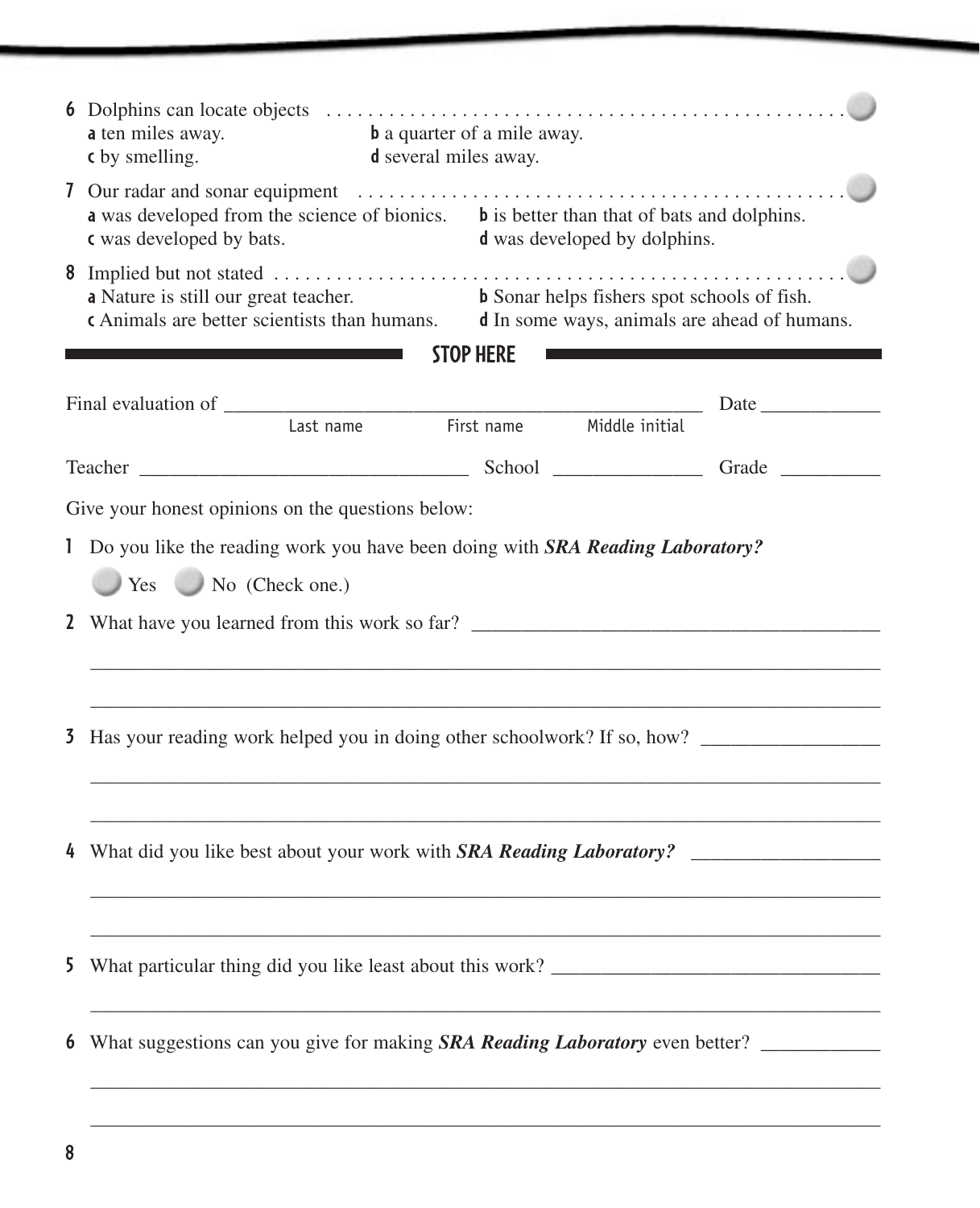6 Dolphins can locate objects . . . . . . . . . . . . . . . . . . . . . . . . . . . . . . . . . . . . . . . . . . . . . . . . . . . . .

**a** ten miles away.
**b** a quarter of a mile away.
**c** by smelling.
**d** several miles away.

7 Our radar and sonar equipment . . . . . . . . . . . . . . . . . . . . . . . . . . . . . . . . . . . . . . . . . . . . . . . .

**a** was developed from the science of bionics.
**b** is better than that of bats and dolphins.
**c** was developed by bats.
**d** was developed by dolphins.

8 Implied but not stated . . . . . . . . . . . . . . . . . . . . . . . . . . . . . . . . . . . . . . . . . . . . . . . . . . . . . . . .

**a** Nature is still our great teacher.
**b** Sonar helps fishers spot schools of fish.
**c** Animals are better scientists than humans.
**d** In some ways, animals are ahead of humans.

**STOP HERE**

Final evaluation of ______________________________________________ Date ____________

Last name          First name          Middle initial

Teacher ________________________________ School _______________ Grade __________

Give your honest opinions on the questions below:

1 Do you like the reading work you have been doing with ***SRA Reading Laboratory?***

Yes   No (Check one.)

2 What have you learned from this work so far? ________________________________________

_____________________________________________________________________________

_____________________________________________________________________________

3 Has your reading work helped you in doing other schoolwork? If so, how? _________________

_____________________________________________________________________________

_____________________________________________________________________________

4 What did you like best about your work with ***SRA Reading Laboratory?*** __________________

_____________________________________________________________________________

_____________________________________________________________________________

5 What particular thing did you like least about this work? ________________________________

_____________________________________________________________________________

6 What suggestions can you give for making ***SRA Reading Laboratory*** even better? ___________

_____________________________________________________________________________

_____________________________________________________________________________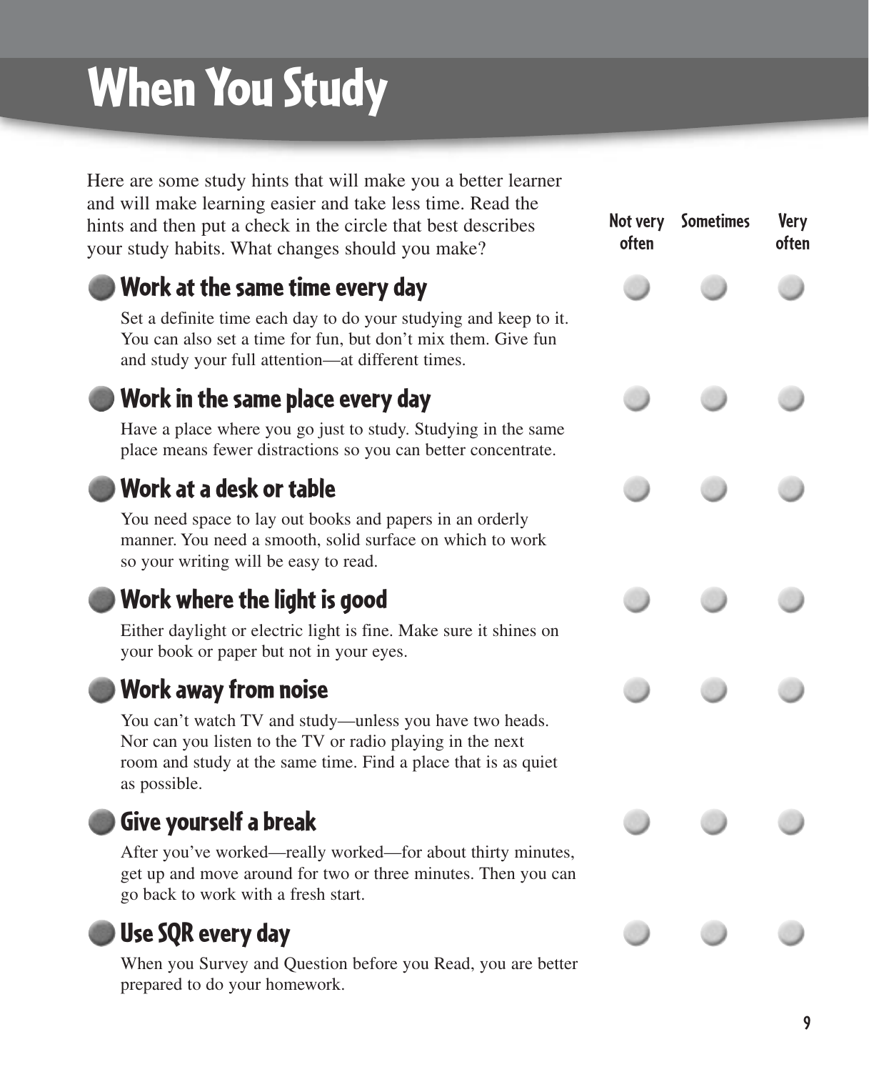# When You Study

Here are some study hints that will make you a better learner and will make learning easier and take less time. Read the hints and then put a check in the circle that best describes your study habits. What changes should you make?

| | Not very often | Sometimes | Very often |
|---|---|---|---|
| **Work at the same time every day**<br>Set a definite time each day to do your studying and keep to it. You can also set a time for fun, but don't mix them. Give fun and study your full attention—at different times. | ○ | ○ | ○ |
| **Work in the same place every day**<br>Have a place where you go just to study. Studying in the same place means fewer distractions so you can better concentrate. | ○ | ○ | ○ |
| **Work at a desk or table**<br>You need space to lay out books and papers in an orderly manner. You need a smooth, solid surface on which to work so your writing will be easy to read. | ○ | ○ | ○ |
| **Work where the light is good**<br>Either daylight or electric light is fine. Make sure it shines on your book or paper but not in your eyes. | ○ | ○ | ○ |
| **Work away from noise**<br>You can't watch TV and study—unless you have two heads. Nor can you listen to the TV or radio playing in the next room and study at the same time. Find a place that is as quiet as possible. | ○ | ○ | ○ |
| **Give yourself a break**<br>After you've worked—really worked—for about thirty minutes, get up and move around for two or three minutes. Then you can go back to work with a fresh start. | ○ | ○ | ○ |
| **Use SQR every day**<br>When you Survey and Question before you Read, you are better prepared to do your homework. | ○ | ○ | ○ |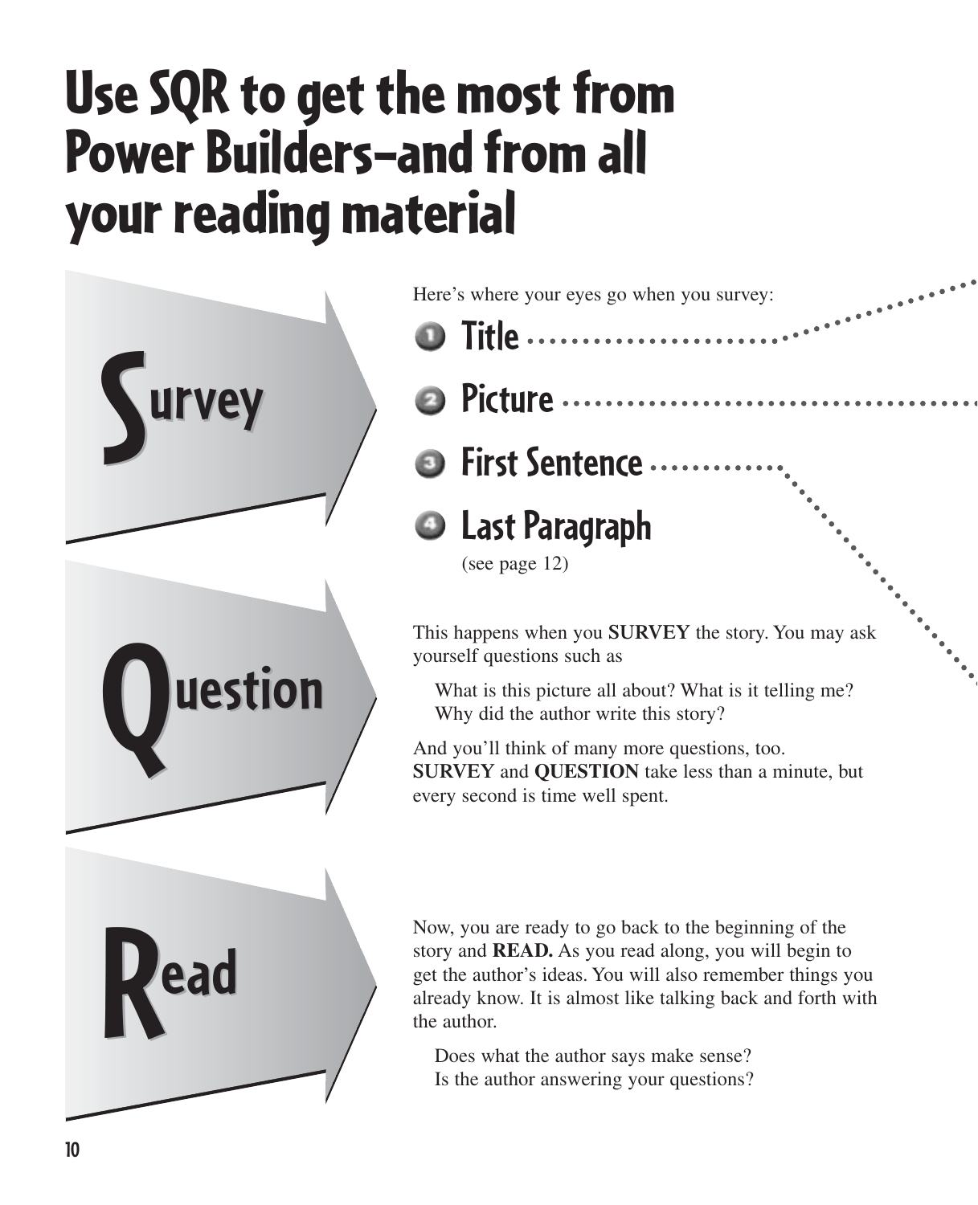# Use SQR to get the most from Power Builders–and from all your reading material

## Survey

Here's where your eyes go when you survey:

1. Title
2. Picture
3. First Sentence
4. Last Paragraph
   (see page 12)

## Question

This happens when you **SURVEY** the story. You may ask yourself questions such as

What is this picture all about? What is it telling me?
Why did the author write this story?

And you'll think of many more questions, too. **SURVEY** and **QUESTION** take less than a minute, but every second is time well spent.

## Read

Now, you are ready to go back to the beginning of the story and **READ.** As you read along, you will begin to get the author's ideas. You will also remember things you already know. It is almost like talking back and forth with the author.

Does what the author says make sense?
Is the author answering your questions?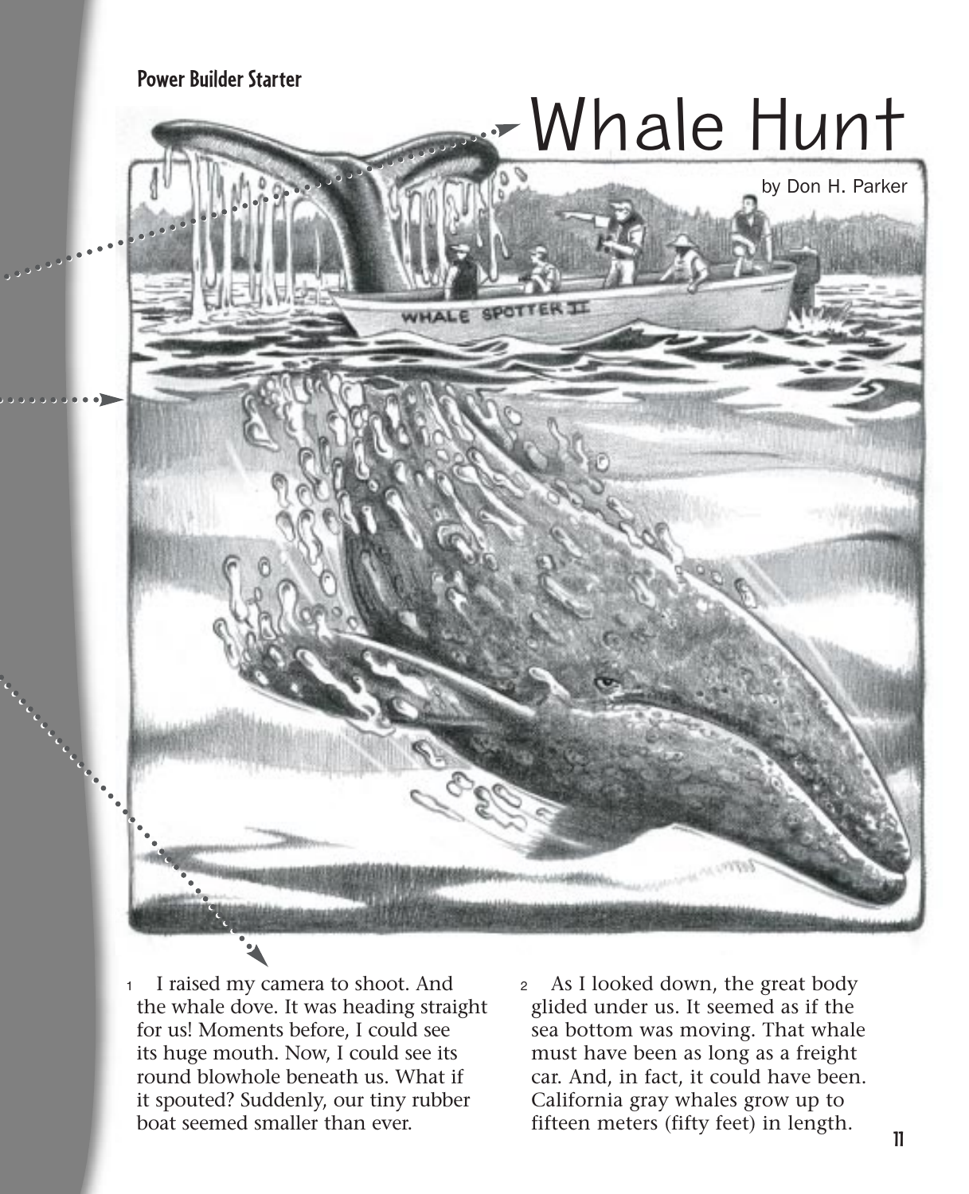Power Builder Starter

# Whale Hunt

by Don H. Parker

1 I raised my camera to shoot. And the whale dove. It was heading straight for us! Moments before, I could see its huge mouth. Now, I could see its round blowhole beneath us. What if it spouted? Suddenly, our tiny rubber boat seemed smaller than ever.

2 As I looked down, the great body glided under us. It seemed as if the sea bottom was moving. That whale must have been as long as a freight car. And, in fact, it could have been. California gray whales grow up to fifteen meters (fifty feet) in length.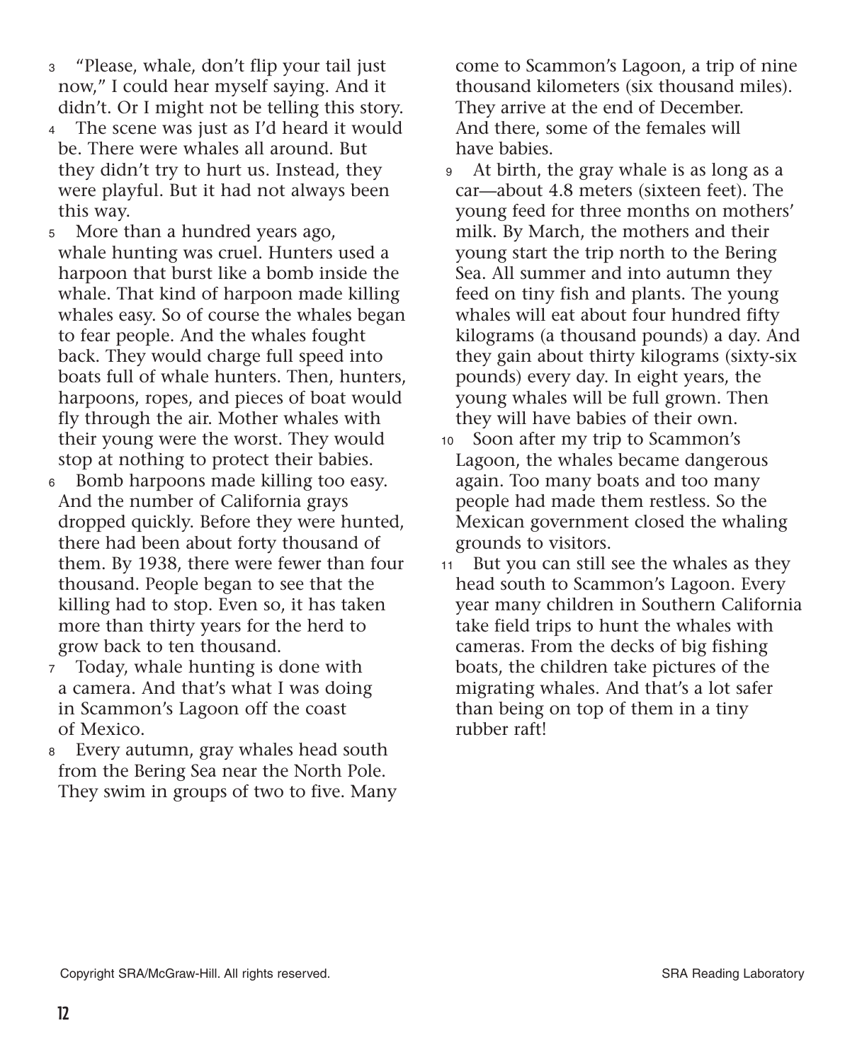3 "Please, whale, don't flip your tail just now," I could hear myself saying. And it didn't. Or I might not be telling this story.

4 The scene was just as I'd heard it would be. There were whales all around. But they didn't try to hurt us. Instead, they were playful. But it had not always been this way.

5 More than a hundred years ago, whale hunting was cruel. Hunters used a harpoon that burst like a bomb inside the whale. That kind of harpoon made killing whales easy. So of course the whales began to fear people. And the whales fought back. They would charge full speed into boats full of whale hunters. Then, hunters, harpoons, ropes, and pieces of boat would fly through the air. Mother whales with their young were the worst. They would stop at nothing to protect their babies.

6 Bomb harpoons made killing too easy. And the number of California grays dropped quickly. Before they were hunted, there had been about forty thousand of them. By 1938, there were fewer than four thousand. People began to see that the killing had to stop. Even so, it has taken more than thirty years for the herd to grow back to ten thousand.

7 Today, whale hunting is done with a camera. And that's what I was doing in Scammon's Lagoon off the coast of Mexico.

8 Every autumn, gray whales head south from the Bering Sea near the North Pole. They swim in groups of two to five. Many come to Scammon's Lagoon, a trip of nine thousand kilometers (six thousand miles). They arrive at the end of December. And there, some of the females will have babies.

9 At birth, the gray whale is as long as a car—about 4.8 meters (sixteen feet). The young feed for three months on mothers' milk. By March, the mothers and their young start the trip north to the Bering Sea. All summer and into autumn they feed on tiny fish and plants. The young whales will eat about four hundred fifty kilograms (a thousand pounds) a day. And they gain about thirty kilograms (sixty-six pounds) every day. In eight years, the young whales will be full grown. Then they will have babies of their own.

10 Soon after my trip to Scammon's Lagoon, the whales became dangerous again. Too many boats and too many people had made them restless. So the Mexican government closed the whaling grounds to visitors.

11 But you can still see the whales as they head south to Scammon's Lagoon. Every year many children in Southern California take field trips to hunt the whales with cameras. From the decks of big fishing boats, the children take pictures of the migrating whales. And that's a lot safer than being on top of them in a tiny rubber raft!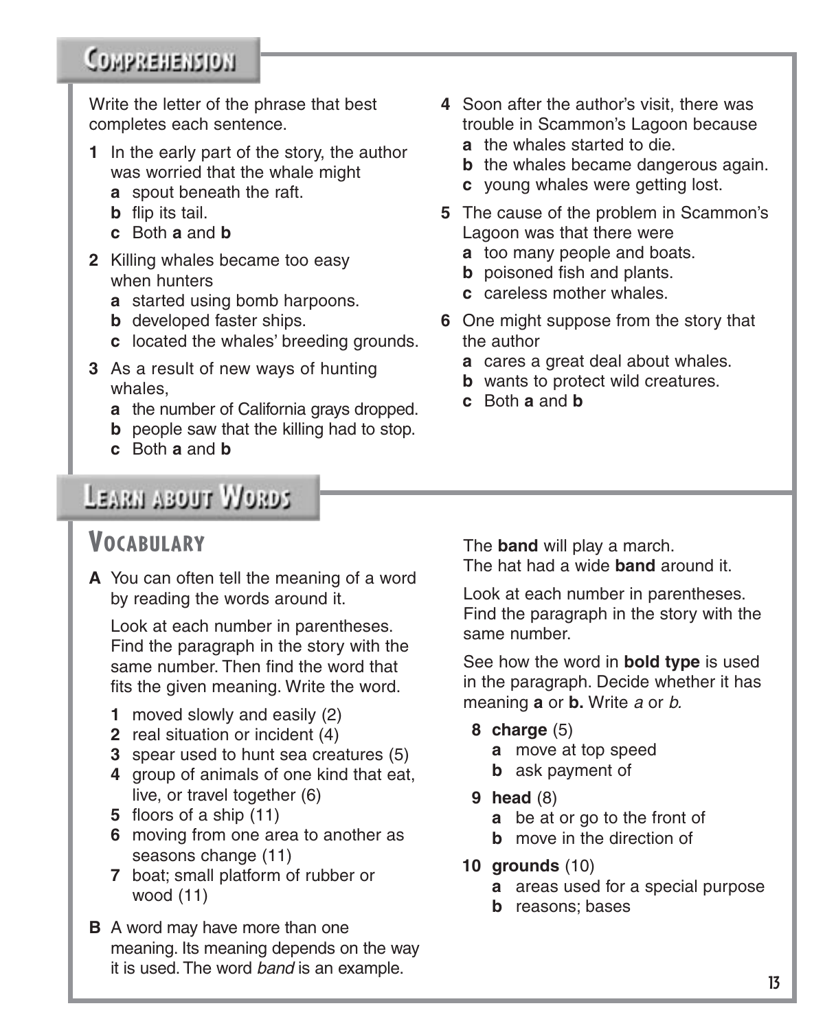## Comprehension

Write the letter of the phrase that best completes each sentence.

**1** In the early part of the story, the author was worried that the whale might
- **a** spout beneath the raft.
- **b** flip its tail.
- **c** Both **a** and **b**

**2** Killing whales became too easy when hunters
- **a** started using bomb harpoons.
- **b** developed faster ships.
- **c** located the whales' breeding grounds.

**3** As a result of new ways of hunting whales,
- **a** the number of California grays dropped.
- **b** people saw that the killing had to stop.
- **c** Both **a** and **b**

**4** Soon after the author's visit, there was trouble in Scammon's Lagoon because
- **a** the whales started to die.
- **b** the whales became dangerous again.
- **c** young whales were getting lost.

**5** The cause of the problem in Scammon's Lagoon was that there were
- **a** too many people and boats.
- **b** poisoned fish and plants.
- **c** careless mother whales.

**6** One might suppose from the story that the author
- **a** cares a great deal about whales.
- **b** wants to protect wild creatures.
- **c** Both **a** and **b**

## Learn about Words

### Vocabulary

**A** You can often tell the meaning of a word by reading the words around it.

Look at each number in parentheses. Find the paragraph in the story with the same number. Then find the word that fits the given meaning. Write the word.

1. moved slowly and easily (2)
2. real situation or incident (4)
3. spear used to hunt sea creatures (5)
4. group of animals of one kind that eat, live, or travel together (6)
5. floors of a ship (11)
6. moving from one area to another as seasons change (11)
7. boat; small platform of rubber or wood (11)

**B** A word may have more than one meaning. Its meaning depends on the way it is used. The word *band* is an example.

The **band** will play a march.
The hat had a wide **band** around it.

Look at each number in parentheses. Find the paragraph in the story with the same number.

See how the word in **bold type** is used in the paragraph. Decide whether it has meaning **a** or **b.** Write *a* or *b.*

**8** **charge** (5)
- **a** move at top speed
- **b** ask payment of

**9** **head** (8)
- **a** be at or go to the front of
- **b** move in the direction of

**10** **grounds** (10)
- **a** areas used for a special purpose
- **b** reasons; bases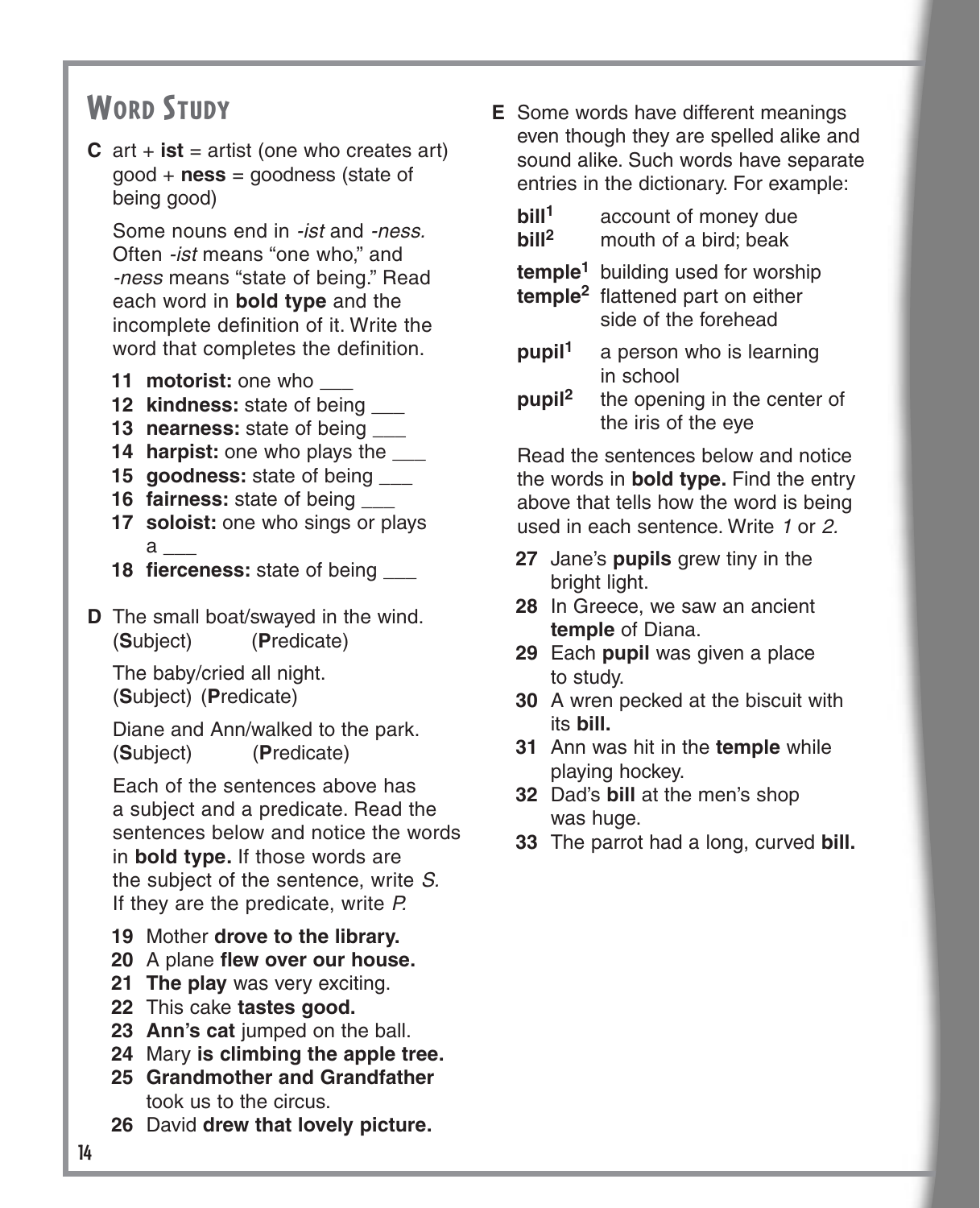## Word Study

**C** art + **ist** = artist (one who creates art)
good + **ness** = goodness (state of being good)

Some nouns end in *-ist* and *-ness.* Often *-ist* means "one who," and *-ness* means "state of being." Read each word in **bold type** and the incomplete definition of it. Write the word that completes the definition.

11 **motorist:** one who ___
12 **kindness:** state of being ___
13 **nearness:** state of being ___
14 **harpist:** one who plays the ___
15 **goodness:** state of being ___
16 **fairness:** state of being ___
17 **soloist:** one who sings or plays a ___
18 **fierceness:** state of being ___

**D** The small boat/swayed in the wind.
(**S**ubject) (**P**redicate)

The baby/cried all night.
(**S**ubject) (**P**redicate)

Diane and Ann/walked to the park.
(**S**ubject) (**P**redicate)

Each of the sentences above has a subject and a predicate. Read the sentences below and notice the words in **bold type.** If those words are the subject of the sentence, write *S.* If they are the predicate, write *P.*

19 Mother **drove to the library.**
20 A plane **flew over our house.**
21 **The play** was very exciting.
22 This cake **tastes good.**
23 **Ann's cat** jumped on the ball.
24 Mary **is climbing the apple tree.**
25 **Grandmother and Grandfather** took us to the circus.
26 David **drew that lovely picture.**

**E** Some words have different meanings even though they are spelled alike and sound alike. Such words have separate entries in the dictionary. For example:

**bill[1]** account of money due
**bill[2]** mouth of a bird; beak

**temple[1]** building used for worship
**temple[2]** flattened part on either side of the forehead

**pupil[1]** a person who is learning in school
**pupil[2]** the opening in the center of the iris of the eye

Read the sentences below and notice the words in **bold type.** Find the entry above that tells how the word is being used in each sentence. Write *1* or *2.*

27 Jane's **pupils** grew tiny in the bright light.
28 In Greece, we saw an ancient **temple** of Diana.
29 Each **pupil** was given a place to study.
30 A wren pecked at the biscuit with its **bill.**
31 Ann was hit in the **temple** while playing hockey.
32 Dad's **bill** at the men's shop was huge.
33 The parrot had a long, curved **bill.**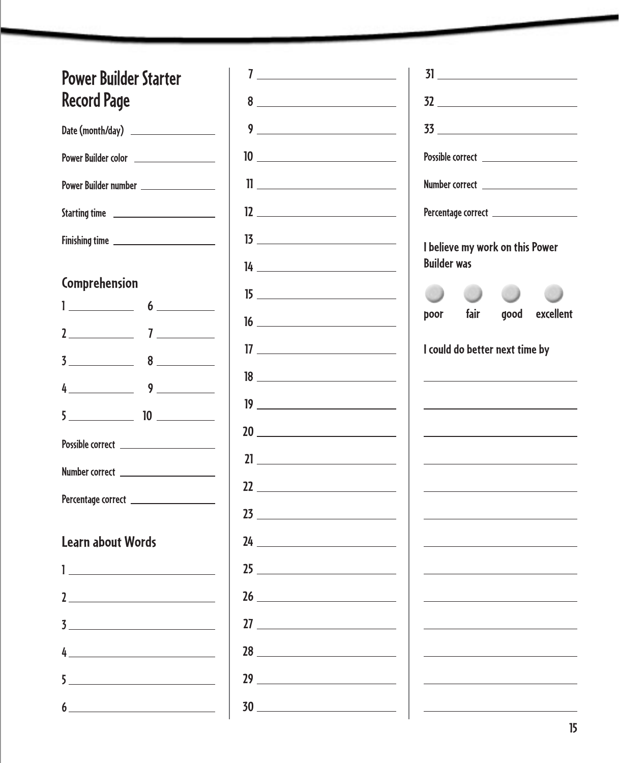# Power Builder Starter Record Page

Date (month/day) ____________

Power Builder color ____________

Power Builder number ____________

Starting time ____________

Finishing time ____________

## Comprehension

1 ________ 6 ________

2 ________ 7 ________

3 ________ 8 ________

4 ________ 9 ________

5 ________ 10 ________

Possible correct ____________

Number correct ____________

Percentage correct ____________

## Learn about Words

1 ____________

2 ____________

3 ____________

4 ____________

5 ____________

6 ____________

7 ____________

8 ____________

9 ____________

10 ____________

11 ____________

12 ____________

13 ____________

14 ____________

15 ____________

16 ____________

17 ____________

18 ____________

19 ____________

20 ____________

21 ____________

22 ____________

23 ____________

24 ____________

25 ____________

26 ____________

27 ____________

28 ____________

29 ____________

30 ____________

31 ____________

32 ____________

33 ____________

Possible correct ____________

Number correct ____________

Percentage correct ____________

I believe my work on this Power Builder was

poor fair good excellent

I could do better next time by

____________

____________

____________

____________

____________

____________

____________

____________

____________

____________

____________

____________

____________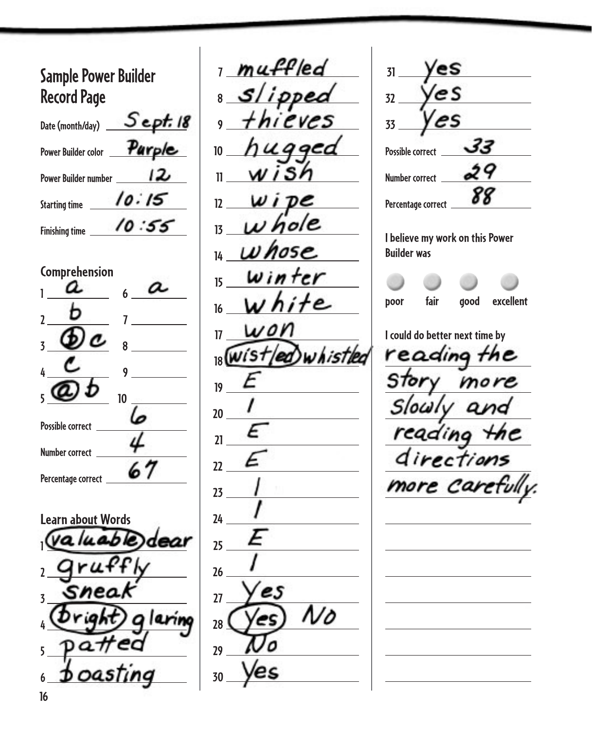## Sample Power Builder Record Page

Date (month/day) Sept. 18

Power Builder color Purple

Power Builder number 12

Starting time 10:15

Finishing time 10:55

### Comprehension

1 a
2 b
3 (b) c
4 c
5 (a) b
6 a
7
8
9
10

Possible correct 6

Number correct 4

Percentage correct 67

### Learn about Words

1 (valuable) dear
2 gruffly
3 sneak
4 (bright) glaring
5 patted
6 boasting
7 muffled
8 slipped
9 thieves
10 hugged
11 wish
12 wipe
13 whole
14 whose
15 winter
16 white
17 won
18 (wistled) whistled
19 E
20 I
21 E
22 E
23 I
24 I
25 E
26 I
27 Yes
28 (Yes) No
29 No
30 Yes
31 Yes
32 Yes
33 Yes

Possible correct 33

Number correct 29

Percentage correct 88

I believe my work on this Power Builder was

poor fair good excellent

I could do better next time by reading the story more slowly and reading the directions more carefully.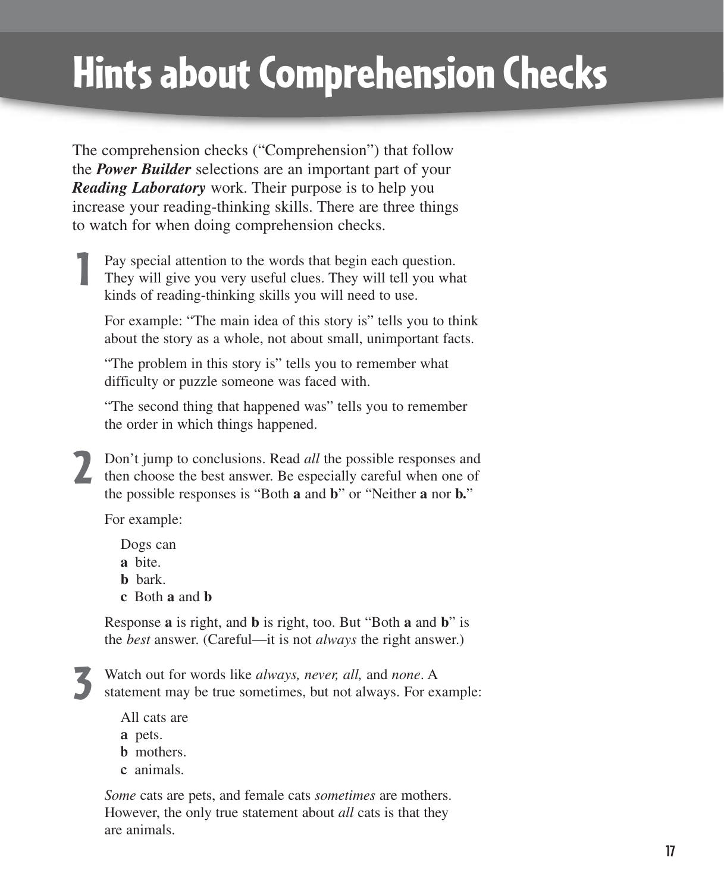# Hints about Comprehension Checks

The comprehension checks ("Comprehension") that follow the ***Power Builder*** selections are an important part of your ***Reading Laboratory*** work. Their purpose is to help you increase your reading-thinking skills. There are three things to watch for when doing comprehension checks.

**1** Pay special attention to the words that begin each question. They will give you very useful clues. They will tell you what kinds of reading-thinking skills you will need to use.

For example: "The main idea of this story is" tells you to think about the story as a whole, not about small, unimportant facts.

"The problem in this story is" tells you to remember what difficulty or puzzle someone was faced with.

"The second thing that happened was" tells you to remember the order in which things happened.

**2** Don't jump to conclusions. Read *all* the possible responses and then choose the best answer. Be especially careful when one of the possible responses is "Both **a** and **b**" or "Neither **a** nor **b.**"

For example:

Dogs can
**a** bite.
**b** bark.
**c** Both **a** and **b**

Response **a** is right, and **b** is right, too. But "Both **a** and **b**" is the *best* answer. (Careful—it is not *always* the right answer.)

**3** Watch out for words like *always, never, all,* and *none*. A statement may be true sometimes, but not always. For example:

All cats are
**a** pets.
**b** mothers.
**c** animals.

*Some* cats are pets, and female cats *sometimes* are mothers. However, the only true statement about *all* cats is that they are animals.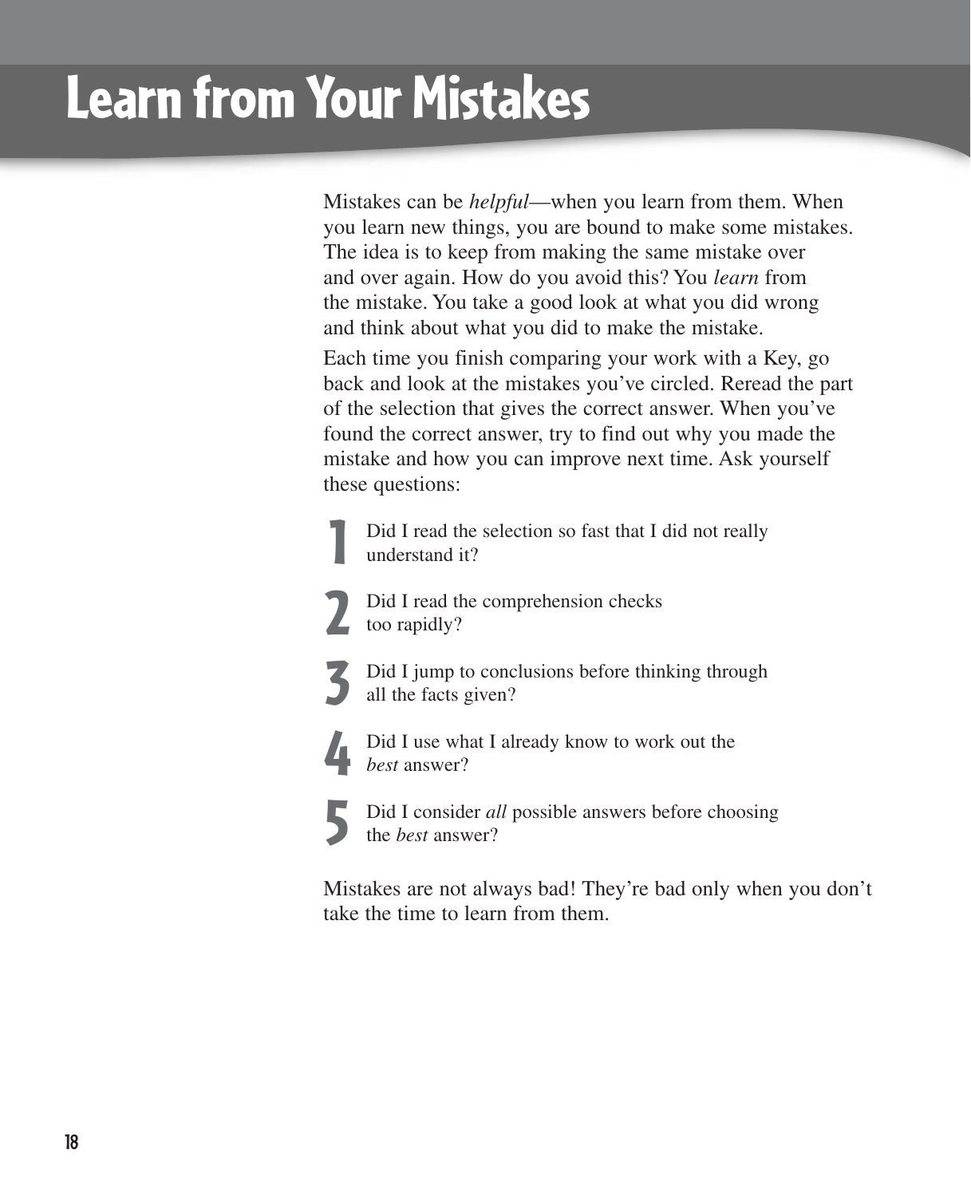# Learn from Your Mistakes

Mistakes can be *helpful*—when you learn from them. When you learn new things, you are bound to make some mistakes. The idea is to keep from making the same mistake over and over again. How do you avoid this? You *learn* from the mistake. You take a good look at what you did wrong and think about what you did to make the mistake.

Each time you finish comparing your work with a Key, go back and look at the mistakes you've circled. Reread the part of the selection that gives the correct answer. When you've found the correct answer, try to find out why you made the mistake and how you can improve next time. Ask yourself these questions:

1. Did I read the selection so fast that I did not really understand it?
2. Did I read the comprehension checks too rapidly?
3. Did I jump to conclusions before thinking through all the facts given?
4. Did I use what I already know to work out the *best* answer?
5. Did I consider *all* possible answers before choosing the *best* answer?

Mistakes are not always bad! They're bad only when you don't take the time to learn from them.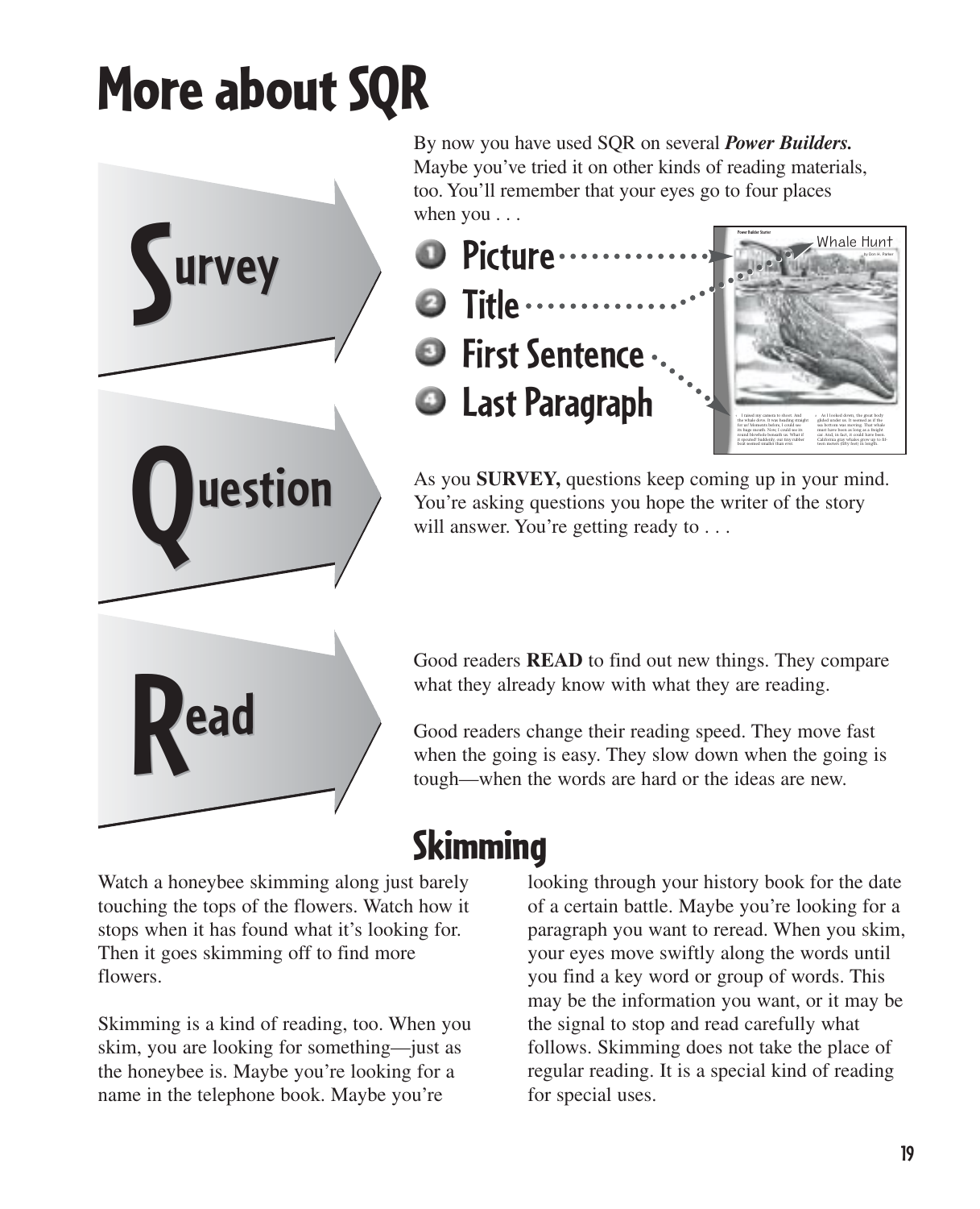# More about SQR

**Survey**

By now you have used SQR on several ***Power Builders.*** Maybe you've tried it on other kinds of reading materials, too. You'll remember that your eyes go to four places when you . . .

1. **Picture**
2. **Title**
3. **First Sentence**
4. **Last Paragraph**

**Question**

As you **SURVEY,** questions keep coming up in your mind. You're asking questions you hope the writer of the story will answer. You're getting ready to . . .

**Read**

Good readers **READ** to find out new things. They compare what they already know with what they are reading.

Good readers change their reading speed. They move fast when the going is easy. They slow down when the going is tough—when the words are hard or the ideas are new.

## Skimming

Watch a honeybee skimming along just barely touching the tops of the flowers. Watch how it stops when it has found what it's looking for. Then it goes skimming off to find more flowers.

Skimming is a kind of reading, too. When you skim, you are looking for something—just as the honeybee is. Maybe you're looking for a name in the telephone book. Maybe you're looking through your history book for the date of a certain battle. Maybe you're looking for a paragraph you want to reread. When you skim, your eyes move swiftly along the words until you find a key word or group of words. This may be the information you want, or it may be the signal to stop and read carefully what follows. Skimming does not take the place of regular reading. It is a special kind of reading for special uses.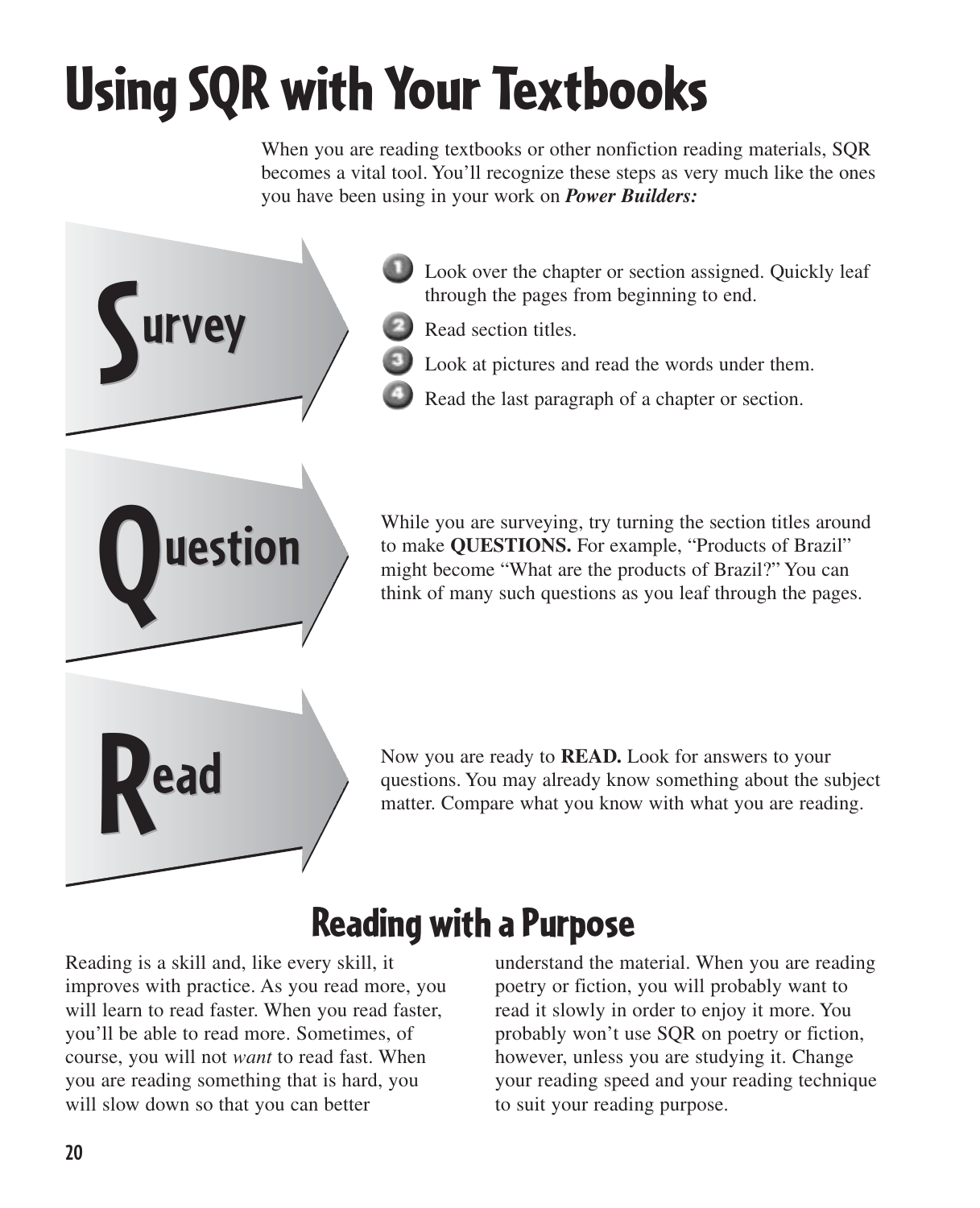# Using SQR with Your Textbooks

When you are reading textbooks or other nonfiction reading materials, SQR becomes a vital tool. You'll recognize these steps as very much like the ones you have been using in your work on ***Power Builders:***

## Survey

1. Look over the chapter or section assigned. Quickly leaf through the pages from beginning to end.
2. Read section titles.
3. Look at pictures and read the words under them.
4. Read the last paragraph of a chapter or section.

## Question

While you are surveying, try turning the section titles around to make **QUESTIONS.** For example, "Products of Brazil" might become "What are the products of Brazil?" You can think of many such questions as you leaf through the pages.

## Read

Now you are ready to **READ.** Look for answers to your questions. You may already know something about the subject matter. Compare what you know with what you are reading.

## Reading with a Purpose

Reading is a skill and, like every skill, it improves with practice. As you read more, you will learn to read faster. When you read faster, you'll be able to read more. Sometimes, of course, you will not *want* to read fast. When you are reading something that is hard, you will slow down so that you can better understand the material. When you are reading poetry or fiction, you will probably want to read it slowly in order to enjoy it more. You probably won't use SQR on poetry or fiction, however, unless you are studying it. Change your reading speed and your reading technique to suit your reading purpose.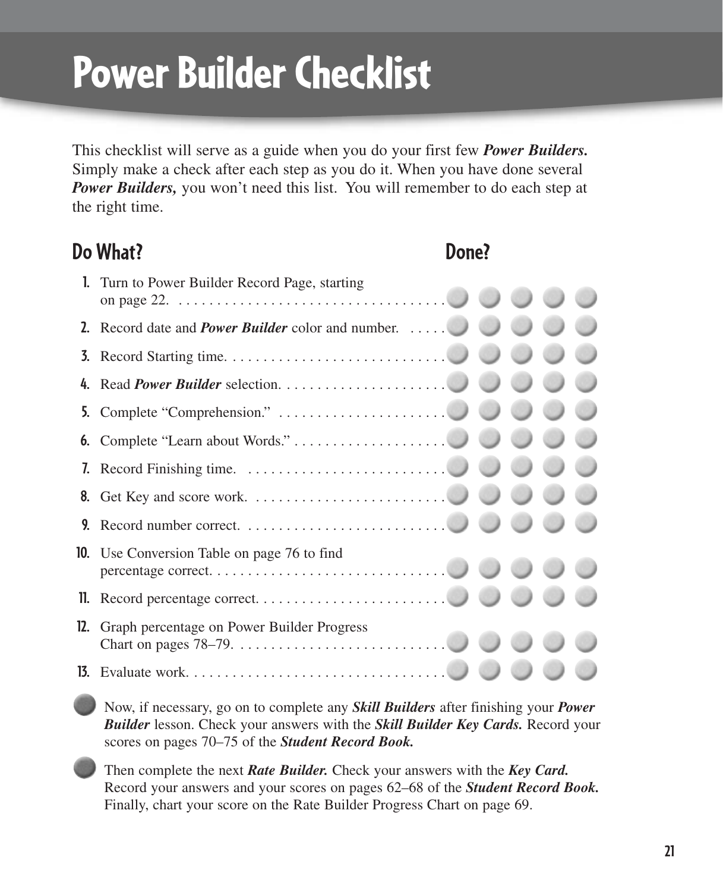# Power Builder Checklist

This checklist will serve as a guide when you do your first few ***Power Builders.*** Simply make a check after each step as you do it. When you have done several ***Power Builders,*** you won't need this list. You will remember to do each step at the right time.

## Do What? | Done?

1. Turn to Power Builder Record Page, starting on page 22.
2. Record date and ***Power Builder*** color and number.
3. Record Starting time.
4. Read ***Power Builder*** selection.
5. Complete "Comprehension."
6. Complete "Learn about Words."
7. Record Finishing time.
8. Get Key and score work.
9. Record number correct.
10. Use Conversion Table on page 76 to find percentage correct.
11. Record percentage correct.
12. Graph percentage on Power Builder Progress Chart on pages 78–79.
13. Evaluate work.

- Now, if necessary, go on to complete any ***Skill Builders*** after finishing your ***Power Builder*** lesson. Check your answers with the ***Skill Builder Key Cards.*** Record your scores on pages 70–75 of the ***Student Record Book.***

- Then complete the next ***Rate Builder.*** Check your answers with the ***Key Card.*** Record your answers and your scores on pages 62–68 of the ***Student Record Book.*** Finally, chart your score on the Rate Builder Progress Chart on page 69.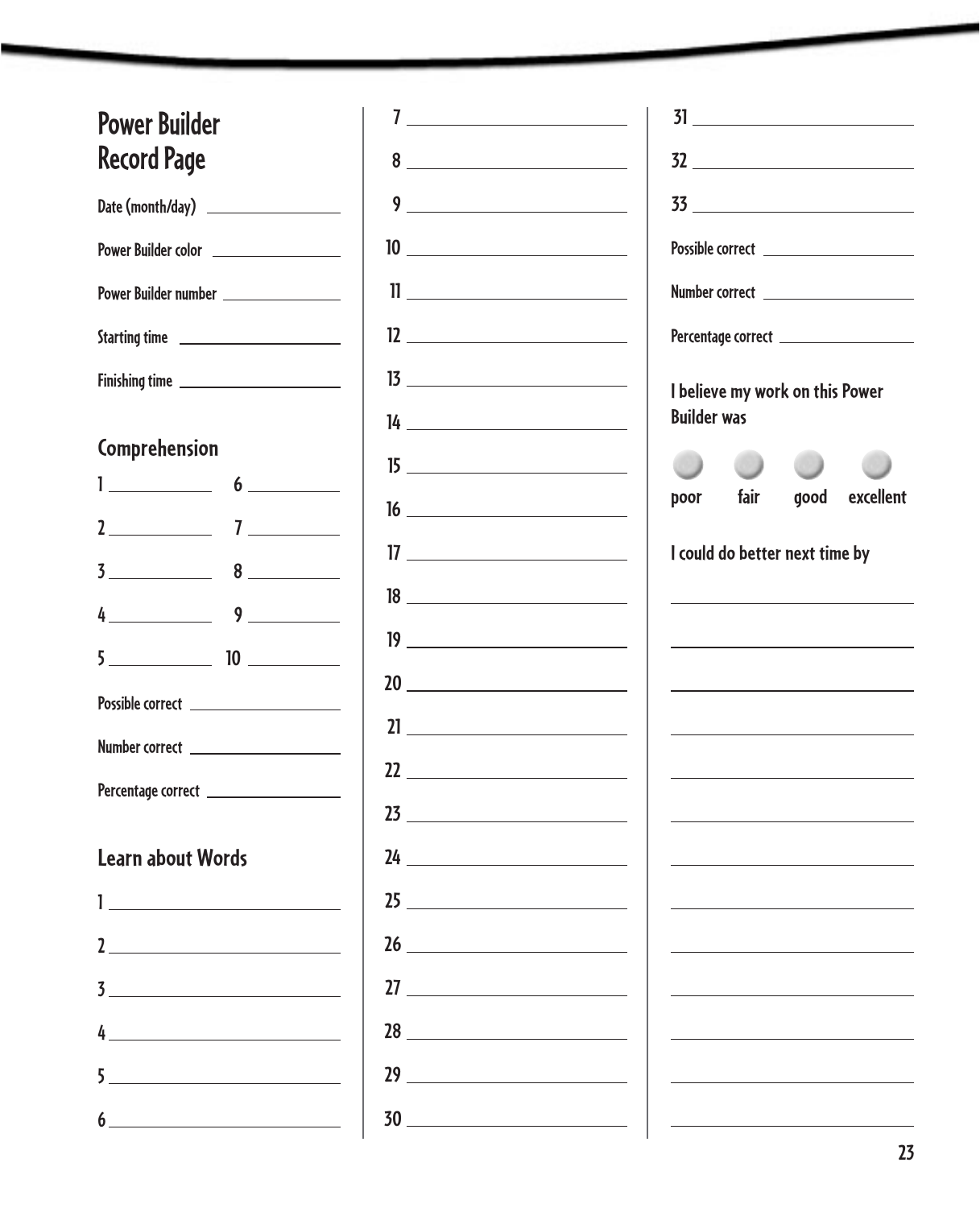# Power Builder Record Page

Date (month/day) ______________

Power Builder color ______________

Power Builder number ______________

Starting time ______________

Finishing time ______________

## Comprehension

1 ________ 6 ________

2 ________ 7 ________

3 ________ 8 ________

4 ________ 9 ________

5 ________ 10 ________

Possible correct ______________

Number correct ______________

Percentage correct ______________

## Learn about Words

1 ______________

2 ______________

3 ______________

4 ______________

5 ______________

6 ______________

7 ______________

8 ______________

9 ______________

10 ______________

11 ______________

12 ______________

13 ______________

14 ______________

15 ______________

16 ______________

17 ______________

18 ______________

19 ______________

20 ______________

21 ______________

22 ______________

23 ______________

24 ______________

25 ______________

26 ______________

27 ______________

28 ______________

29 ______________

30 ______________

31 ______________

32 ______________

33 ______________

Possible correct ______________

Number correct ______________

Percentage correct ______________

I believe my work on this Power Builder was

poor  fair  good  excellent

I could do better next time by

______________

______________

______________

______________

______________

______________

______________

______________

______________

______________

______________

______________

______________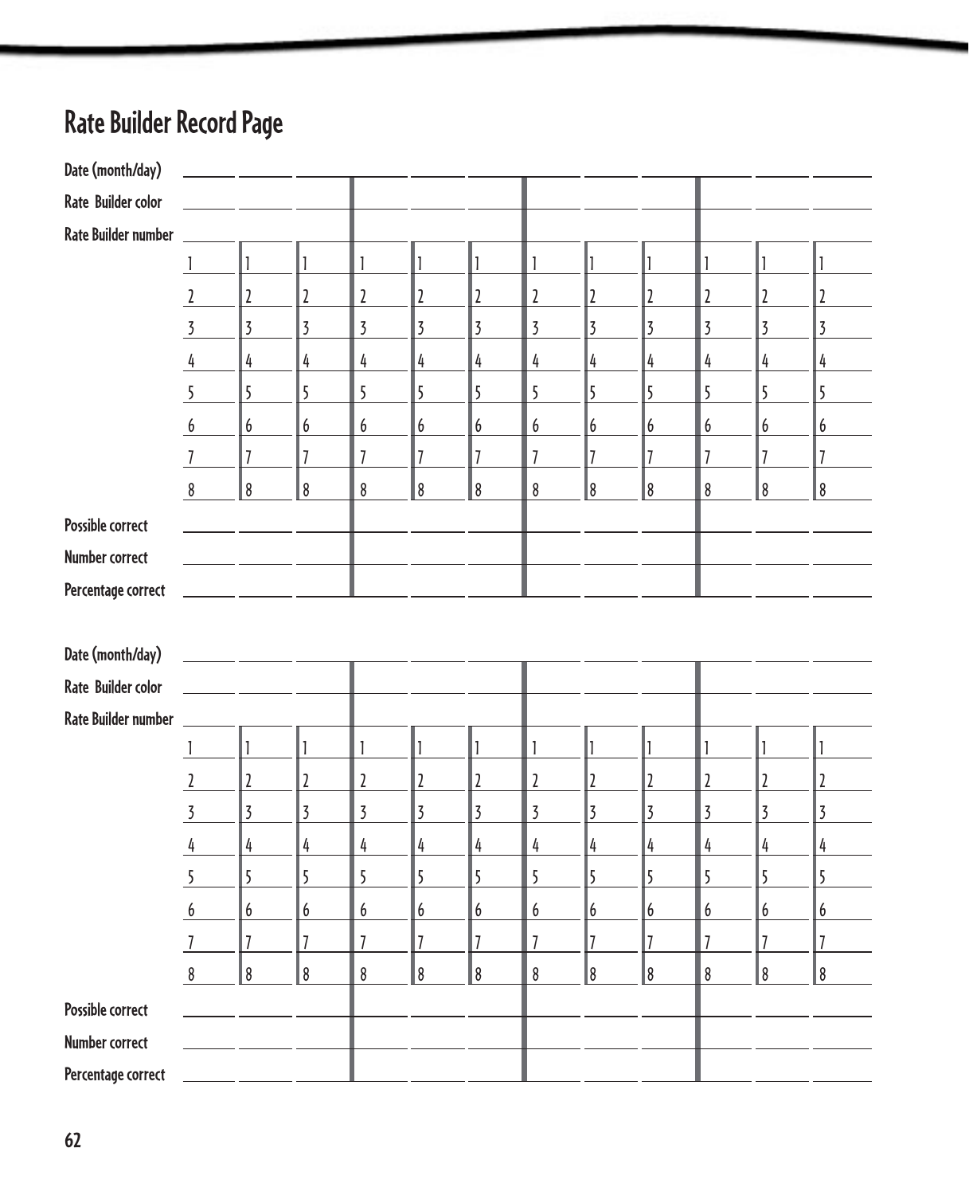# Rate Builder Record Page

| Date (month/day) | | | | | | | | | | | | |
|---|---|---|---|---|---|---|---|---|---|---|---|---|
| Rate Builder color | | | | | | | | | | | | |
| Rate Builder number | | | | | | | | | | | | |
| | 1 | 1 | 1 | 1 | 1 | 1 | 1 | 1 | 1 | 1 | 1 | 1 |
| | 2 | 2 | 2 | 2 | 2 | 2 | 2 | 2 | 2 | 2 | 2 | 2 |
| | 3 | 3 | 3 | 3 | 3 | 3 | 3 | 3 | 3 | 3 | 3 | 3 |
| | 4 | 4 | 4 | 4 | 4 | 4 | 4 | 4 | 4 | 4 | 4 | 4 |
| | 5 | 5 | 5 | 5 | 5 | 5 | 5 | 5 | 5 | 5 | 5 | 5 |
| | 6 | 6 | 6 | 6 | 6 | 6 | 6 | 6 | 6 | 6 | 6 | 6 |
| | 7 | 7 | 7 | 7 | 7 | 7 | 7 | 7 | 7 | 7 | 7 | 7 |
| | 8 | 8 | 8 | 8 | 8 | 8 | 8 | 8 | 8 | 8 | 8 | 8 |
| Possible correct | | | | | | | | | | | | |
| Number correct | | | | | | | | | | | | |
| Percentage correct | | | | | | | | | | | | |

| Date (month/day) | | | | | | | | | | | | |
|---|---|---|---|---|---|---|---|---|---|---|---|---|
| Rate Builder color | | | | | | | | | | | | |
| Rate Builder number | | | | | | | | | | | | |
| | 1 | 1 | 1 | 1 | 1 | 1 | 1 | 1 | 1 | 1 | 1 | 1 |
| | 2 | 2 | 2 | 2 | 2 | 2 | 2 | 2 | 2 | 2 | 2 | 2 |
| | 3 | 3 | 3 | 3 | 3 | 3 | 3 | 3 | 3 | 3 | 3 | 3 |
| | 4 | 4 | 4 | 4 | 4 | 4 | 4 | 4 | 4 | 4 | 4 | 4 |
| | 5 | 5 | 5 | 5 | 5 | 5 | 5 | 5 | 5 | 5 | 5 | 5 |
| | 6 | 6 | 6 | 6 | 6 | 6 | 6 | 6 | 6 | 6 | 6 | 6 |
| | 7 | 7 | 7 | 7 | 7 | 7 | 7 | 7 | 7 | 7 | 7 | 7 |
| | 8 | 8 | 8 | 8 | 8 | 8 | 8 | 8 | 8 | 8 | 8 | 8 |
| Possible correct | | | | | | | | | | | | |
| Number correct | | | | | | | | | | | | |
| Percentage correct | | | | | | | | | | | | |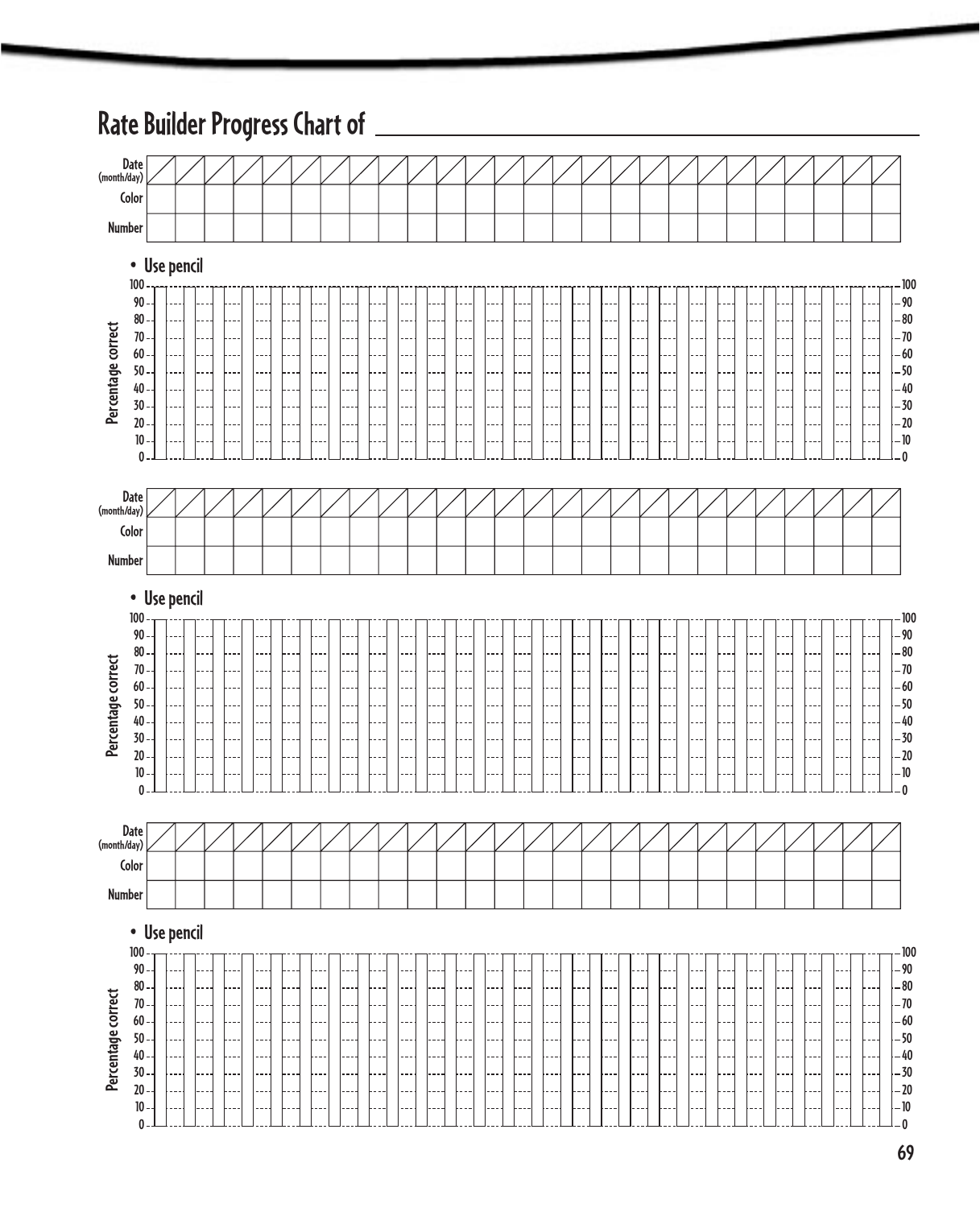# Rate Builder Progress Chart of ____________________

| Date (month/day) | / | / | / | / | / | / | / | / | / | / | / | / | / | / | / | / | / | / | / | / | / | / | / | / | / | / |
|---|---|---|---|---|---|---|---|---|---|---|---|---|---|---|---|---|---|---|---|---|---|---|---|---|---|---|
| Color | | | | | | | | | | | | | | | | | | | | | | | | | | |
| Number | | | | | | | | | | | | | | | | | | | | | | | | | | |

• Use pencil

Percentage correct: 100, 90, 80, 70, 60, 50, 40, 30, 20, 10, 0

| Date (month/day) | / | / | / | / | / | / | / | / | / | / | / | / | / | / | / | / | / | / | / | / | / | / | / | / | / | / |
|---|---|---|---|---|---|---|---|---|---|---|---|---|---|---|---|---|---|---|---|---|---|---|---|---|---|---|
| Color | | | | | | | | | | | | | | | | | | | | | | | | | | |
| Number | | | | | | | | | | | | | | | | | | | | | | | | | | |

• Use pencil

Percentage correct: 100, 90, 80, 70, 60, 50, 40, 30, 20, 10, 0

| Date (month/day) | / | / | / | / | / | / | / | / | / | / | / | / | / | / | / | / | / | / | / | / | / | / | / | / | / | / |
|---|---|---|---|---|---|---|---|---|---|---|---|---|---|---|---|---|---|---|---|---|---|---|---|---|---|---|
| Color | | | | | | | | | | | | | | | | | | | | | | | | | | |
| Number | | | | | | | | | | | | | | | | | | | | | | | | | | |

• Use pencil

Percentage correct: 100, 90, 80, 70, 60, 50, 40, 30, 20, 10, 0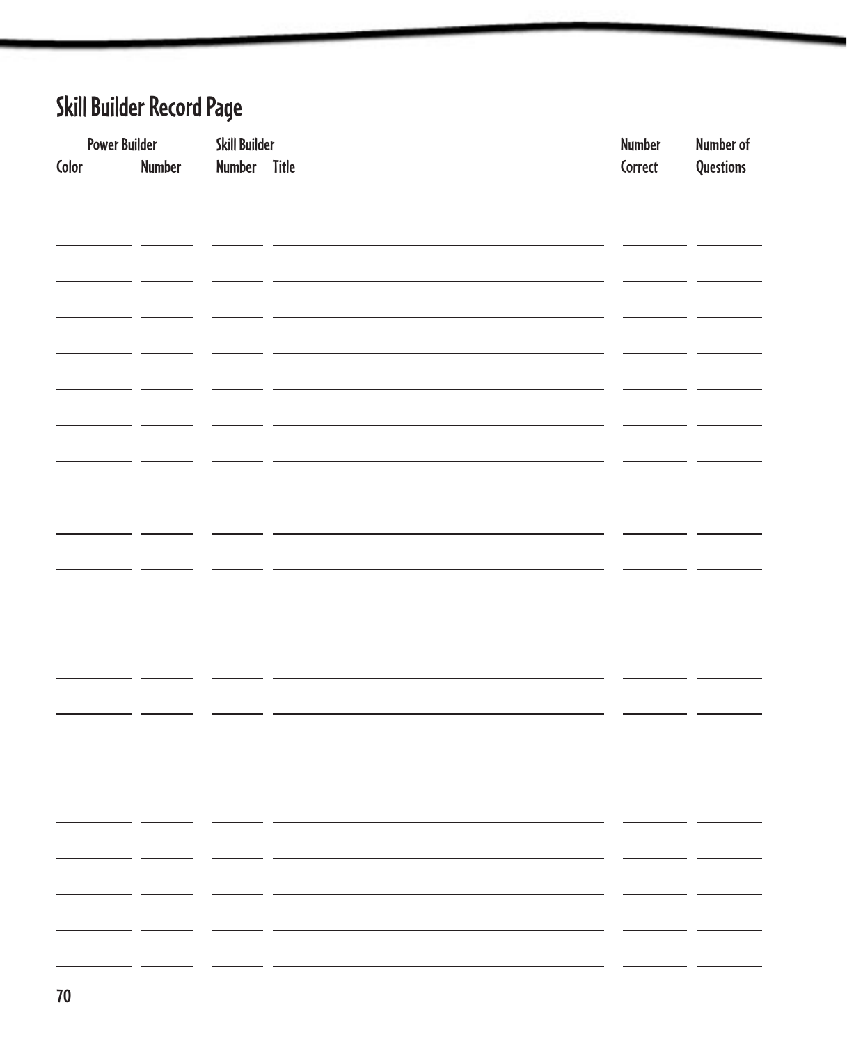## Skill Builder Record Page

| Power Builder | | Skill Builder | | Number | Number of |
|---|---|---|---|---|---|
| Color | Number | Number | Title | Correct | Questions |
| | | | | | |
| | | | | | |
| | | | | | |
| | | | | | |
| | | | | | |
| | | | | | |
| | | | | | |
| | | | | | |
| | | | | | |
| | | | | | |
| | | | | | |
| | | | | | |
| | | | | | |
| | | | | | |
| | | | | | |
| | | | | | |
| | | | | | |
| | | | | | |
| | | | | | |
| | | | | | |
| | | | | | |
| | | | | | |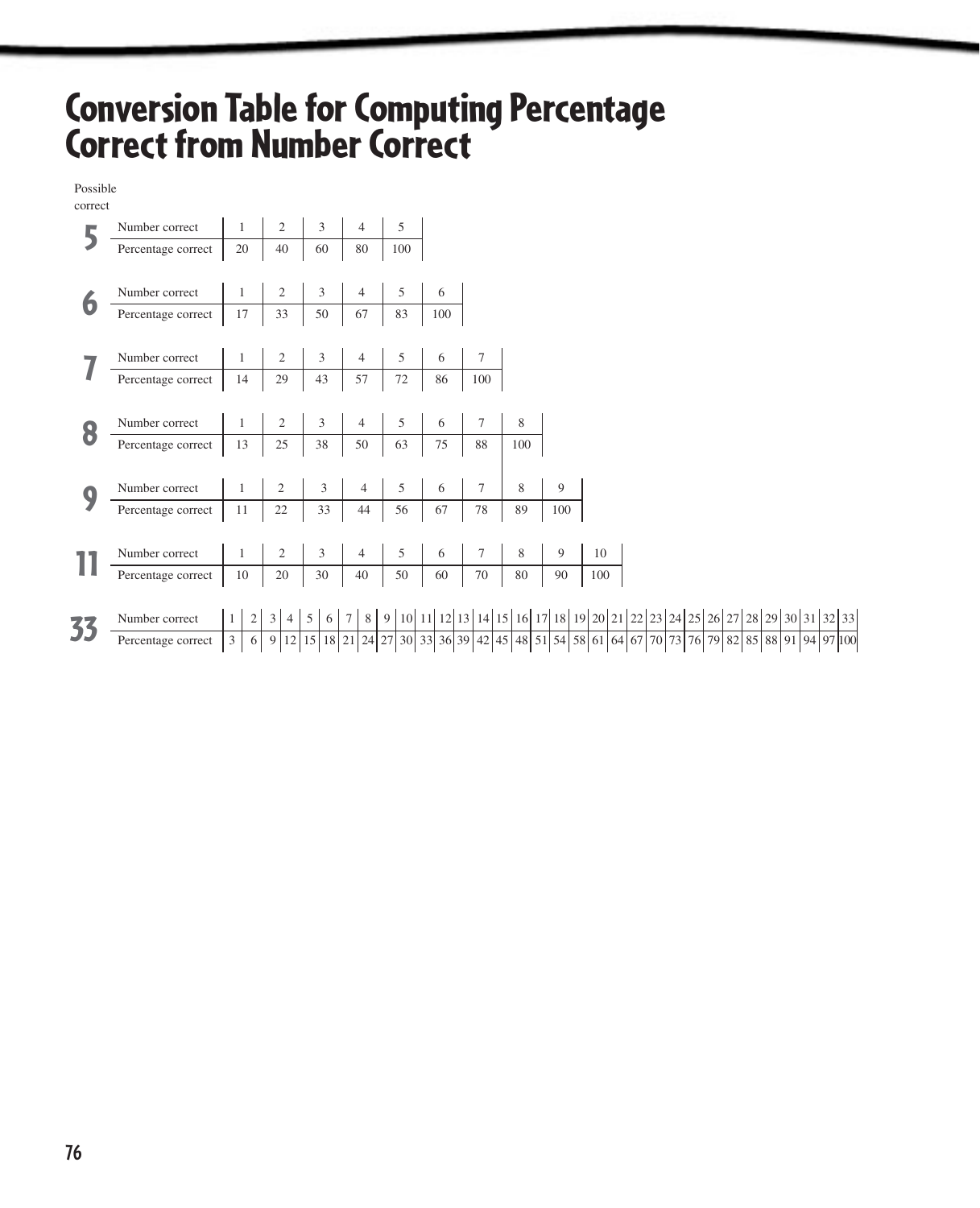# Conversion Table for Computing Percentage Correct from Number Correct

Possible correct

**5**

| Number correct | 1 | 2 | 3 | 4 | 5 |
|---|---|---|---|---|---|
| Percentage correct | 20 | 40 | 60 | 80 | 100 |

**6**

| Number correct | 1 | 2 | 3 | 4 | 5 | 6 |
|---|---|---|---|---|---|---|
| Percentage correct | 17 | 33 | 50 | 67 | 83 | 100 |

**7**

| Number correct | 1 | 2 | 3 | 4 | 5 | 6 | 7 |
|---|---|---|---|---|---|---|---|
| Percentage correct | 14 | 29 | 43 | 57 | 72 | 86 | 100 |

**8**

| Number correct | 1 | 2 | 3 | 4 | 5 | 6 | 7 | 8 |
|---|---|---|---|---|---|---|---|---|
| Percentage correct | 13 | 25 | 38 | 50 | 63 | 75 | 88 | 100 |

**9**

| Number correct | 1 | 2 | 3 | 4 | 5 | 6 | 7 | 8 | 9 |
|---|---|---|---|---|---|---|---|---|---|
| Percentage correct | 11 | 22 | 33 | 44 | 56 | 67 | 78 | 89 | 100 |

**11**

| Number correct | 1 | 2 | 3 | 4 | 5 | 6 | 7 | 8 | 9 | 10 |
|---|---|---|---|---|---|---|---|---|---|---|
| Percentage correct | 10 | 20 | 30 | 40 | 50 | 60 | 70 | 80 | 90 | 100 |

**33**

| Number correct | 1 | 2 | 3 | 4 | 5 | 6 | 7 | 8 | 9 | 10 | 11 | 12 | 13 | 14 | 15 | 16 | 17 | 18 | 19 | 20 | 21 | 22 | 23 | 24 | 25 | 26 | 27 | 28 | 29 | 30 | 31 | 32 | 33 |
|---|---|---|---|---|---|---|---|---|---|---|---|---|---|---|---|---|---|---|---|---|---|---|---|---|---|---|---|---|---|---|---|---|---|
| Percentage correct | 3 | 6 | 9 | 12 | 15 | 18 | 21 | 24 | 27 | 30 | 33 | 36 | 39 | 42 | 45 | 48 | 51 | 54 | 58 | 61 | 64 | 67 | 70 | 73 | 76 | 79 | 82 | 85 | 88 | 91 | 94 | 97 | 100 |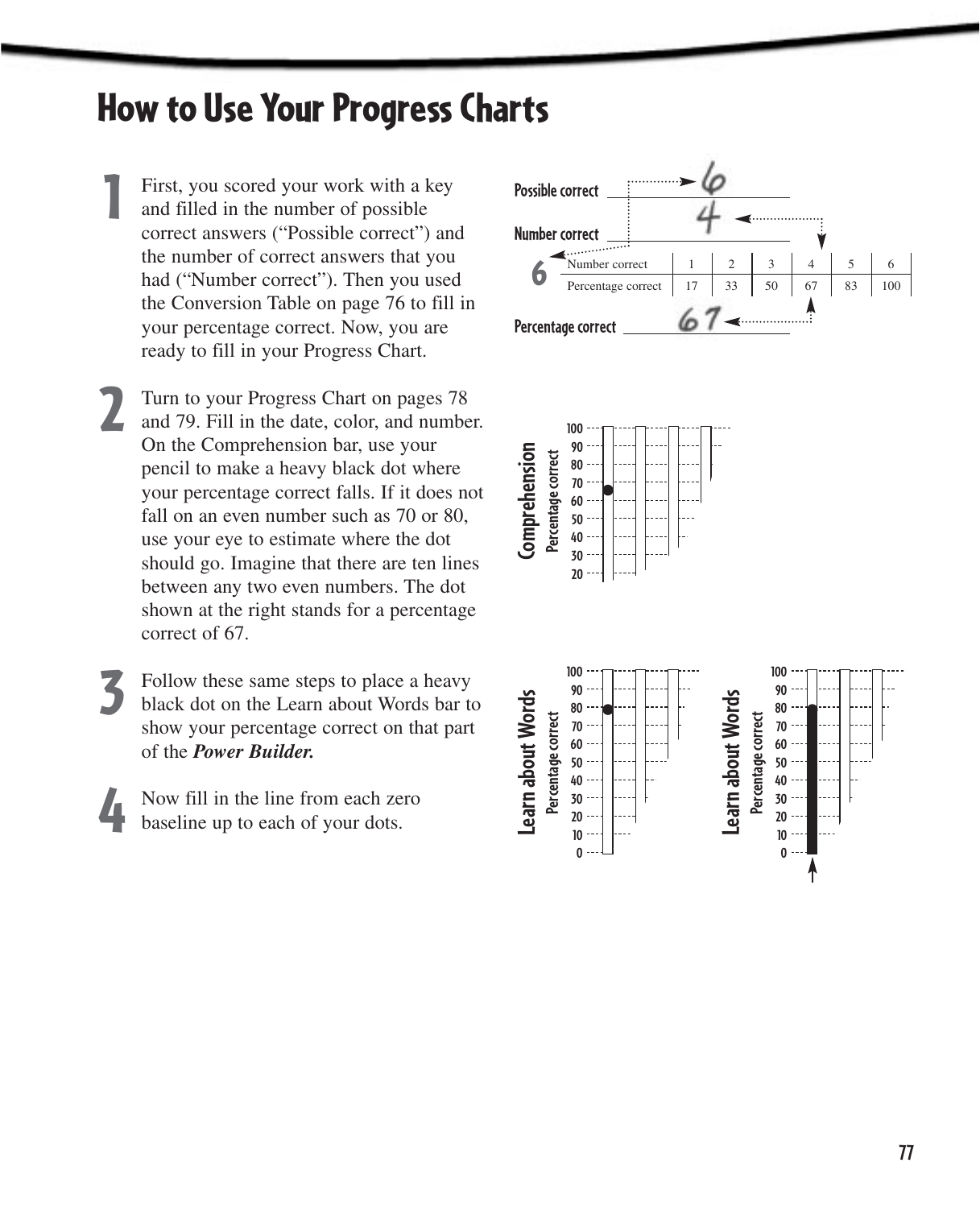# How to Use Your Progress Charts

**1** First, you scored your work with a key and filled in the number of possible correct answers ("Possible correct") and the number of correct answers that you had ("Number correct"). Then you used the Conversion Table on page 76 to fill in your percentage correct. Now, you are ready to fill in your Progress Chart.

Possible correct 6

Number correct 4

| Number correct | 1 | 2 | 3 | 4 | 5 | 6 |
|---|---|---|---|---|---|---|
| Percentage correct | 17 | 33 | 50 | 67 | 83 | 100 |

Percentage correct 67

**2** Turn to your Progress Chart on pages 78 and 79. Fill in the date, color, and number. On the Comprehension bar, use your pencil to make a heavy black dot where your percentage correct falls. If it does not fall on an even number such as 70 or 80, use your eye to estimate where the dot should go. Imagine that there are ten lines between any two even numbers. The dot shown at the right stands for a percentage correct of 67.

**3** Follow these same steps to place a heavy black dot on the Learn about Words bar to show your percentage correct on that part of the ***Power Builder.***

**4** Now fill in the line from each zero baseline up to each of your dots.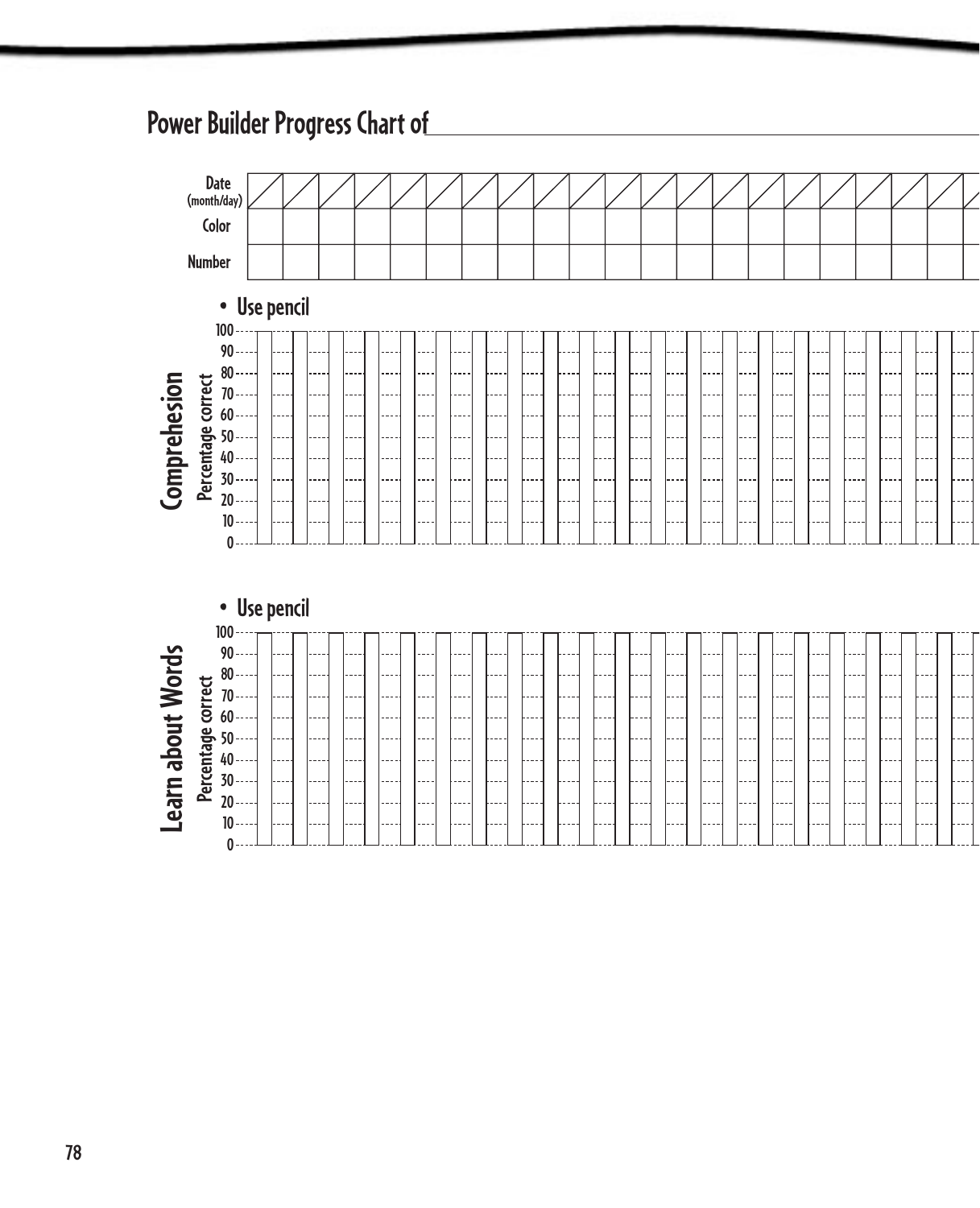# Power Builder Progress Chart of ______________________

| Date (month/day) | / | / | / | / | / | / | / | / | / | / | / | / | / | / | / | / | / | / | / | / | / |
|---|---|---|---|---|---|---|---|---|---|---|---|---|---|---|---|---|---|---|---|---|---|
| Color | | | | | | | | | | | | | | | | | | | | | |
| Number | | | | | | | | | | | | | | | | | | | | | |

## Comprehesion

- Use pencil

Percentage correct

100
90
80
70
60
50
40
30
20
10
0

## Learn about Words

- Use pencil

Percentage correct

100
90
80
70
60
50
40
30
20
10
0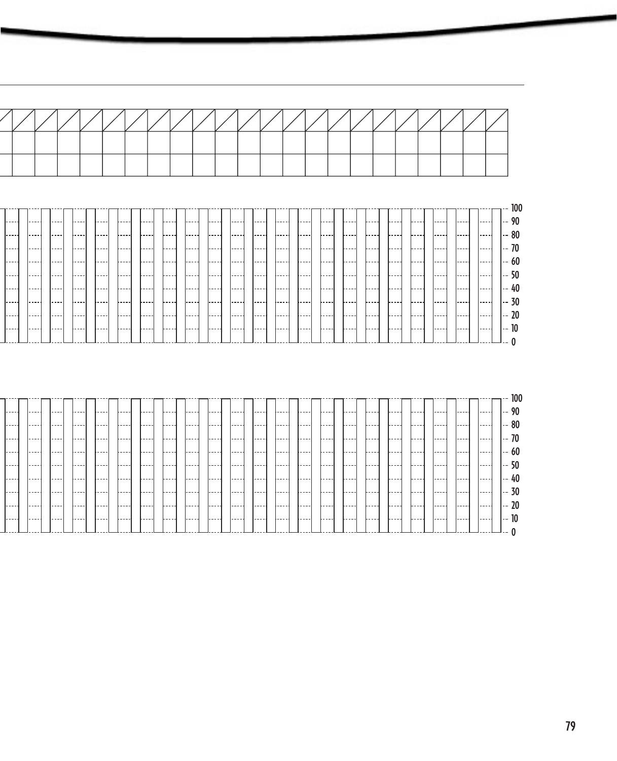100
90
80
70
60
50
40
30
20
10
0

100
90
80
70
60
50
40
30
20
10
0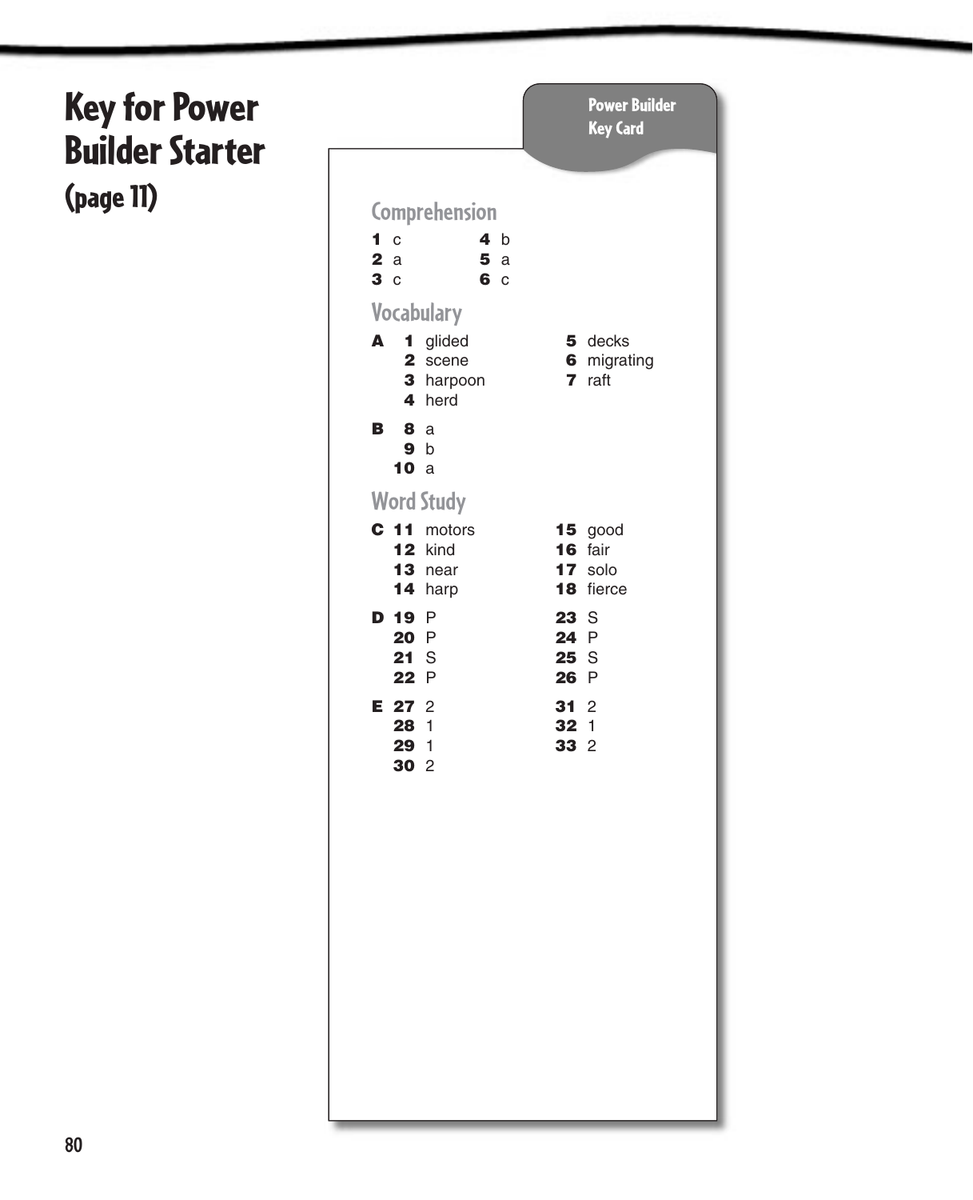# Key for Power Builder Starter
## (page 11)

**Power Builder Key Card**

### Comprehension

**1** c
**2** a
**3** c
**4** b
**5** a
**6** c

### Vocabulary

**A**
**1** glided
**2** scene
**3** harpoon
**4** herd
**5** decks
**6** migrating
**7** raft

**B**
**8** a
**9** b
**10** a

### Word Study

**C**
**11** motors
**12** kind
**13** near
**14** harp
**15** good
**16** fair
**17** solo
**18** fierce

**D**
**19** P
**20** P
**21** S
**22** P
**23** S
**24** P
**25** S
**26** P

**E**
**27** 2
**28** 1
**29** 1
**30** 2
**31** 2
**32** 1
**33** 2